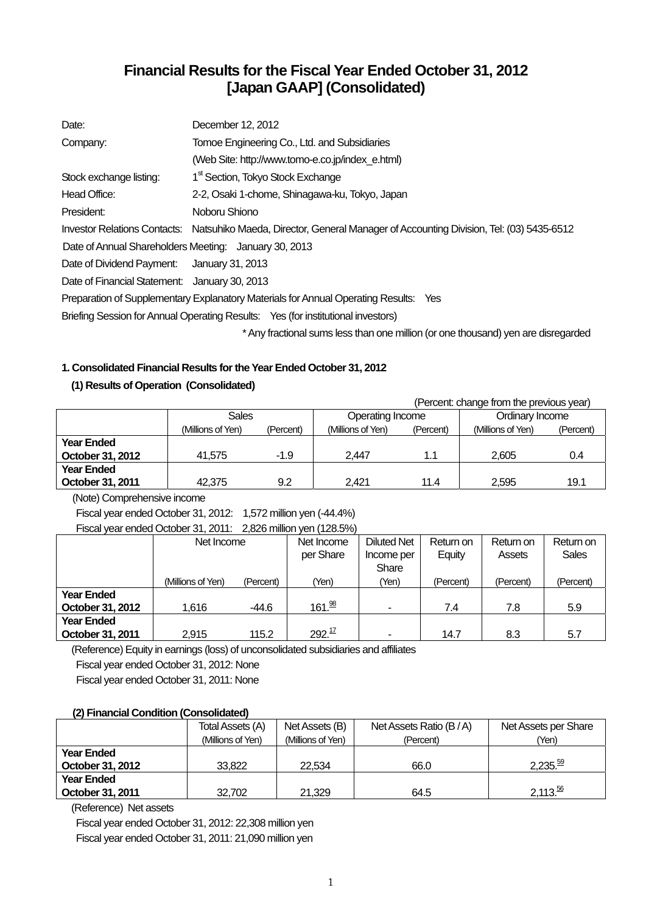# Financial Results for the Fiscal Year Ended October 31, 2012 [Japan GAAP] (Consolidated)

Date: December 12, 2012

Company: Tomoe Engineering Co., Ltd. and Subsidiaries

(Web Site: http://www.tomo-e.co.jp/index_e.html)

Stock exchange listing: 1st Section, Tokyo Stock Exchange

Head Office: 2-2, Osaki 1-chome, Shinagawa-ku, Tokyo, Japan

President: Noboru Shiono

Investor Relations Contacts: Natsuhiko Maeda, Director, General Manager of Accounting Division, Tel: (03) 5435-6512

Date of Annual Shareholders Meeting: January 30, 2013

Date of Dividend Payment: January 31, 2013

Date of Financial Statement: January 30, 2013

Preparation of Supplementary Explanatory Materials for Annual Operating Results: Yes

Briefing Session for Annual Operating Results: Yes (for institutional investors)

\* Any fractional sums less than one million (or one thousand) yen are disregarded

## 1. Consolidated Financial Results for the Year Ended October 31, 2012

### (1) Results of Operation (Consolidated)

(Percent: change from the previous year)

| | Sales | | Operating Income | | Ordinary Income | |
|---|---|---|---|---|---|---|
| | (Millions of Yen) | (Percent) | (Millions of Yen) | (Percent) | (Millions of Yen) | (Percent) |
| **Year Ended October 31, 2012** | 41,575 | -1.9 | 2,447 | 1.1 | 2,605 | 0.4 |
| **Year Ended October 31, 2011** | 42,375 | 9.2 | 2,421 | 11.4 | 2,595 | 19.1 |

(Note) Comprehensive income

Fiscal year ended October 31, 2012: 1,572 million yen (-44.4%)

Fiscal year ended October 31, 2011: 2,826 million yen (128.5%)

| | Net Income | | Net Income per Share | Diluted Net Income per Share | Return on Equity | Return on Assets | Return on Sales |
|---|---|---|---|---|---|---|---|
| | (Millions of Yen) | (Percent) | (Yen) | (Yen) | (Percent) | (Percent) | (Percent) |
| **Year Ended October 31, 2012** | 1,616 | -44.6 | 161.98 | - | 7.4 | 7.8 | 5.9 |
| **Year Ended October 31, 2011** | 2,915 | 115.2 | 292.17 | - | 14.7 | 8.3 | 5.7 |

(Reference) Equity in earnings (loss) of unconsolidated subsidiaries and affiliates

Fiscal year ended October 31, 2012: None

Fiscal year ended October 31, 2011: None

### (2) Financial Condition (Consolidated)

| | Total Assets (A) | Net Assets (B) | Net Assets Ratio (B / A) | Net Assets per Share |
|---|---|---|---|---|
| | (Millions of Yen) | (Millions of Yen) | (Percent) | (Yen) |
| **Year Ended October 31, 2012** | 33,822 | 22,534 | 66.0 | 2,235.59 |
| **Year Ended October 31, 2011** | 32,702 | 21,329 | 64.5 | 2,113.56 |

(Reference) Net assets

Fiscal year ended October 31, 2012: 22,308 million yen

Fiscal year ended October 31, 2011: 21,090 million yen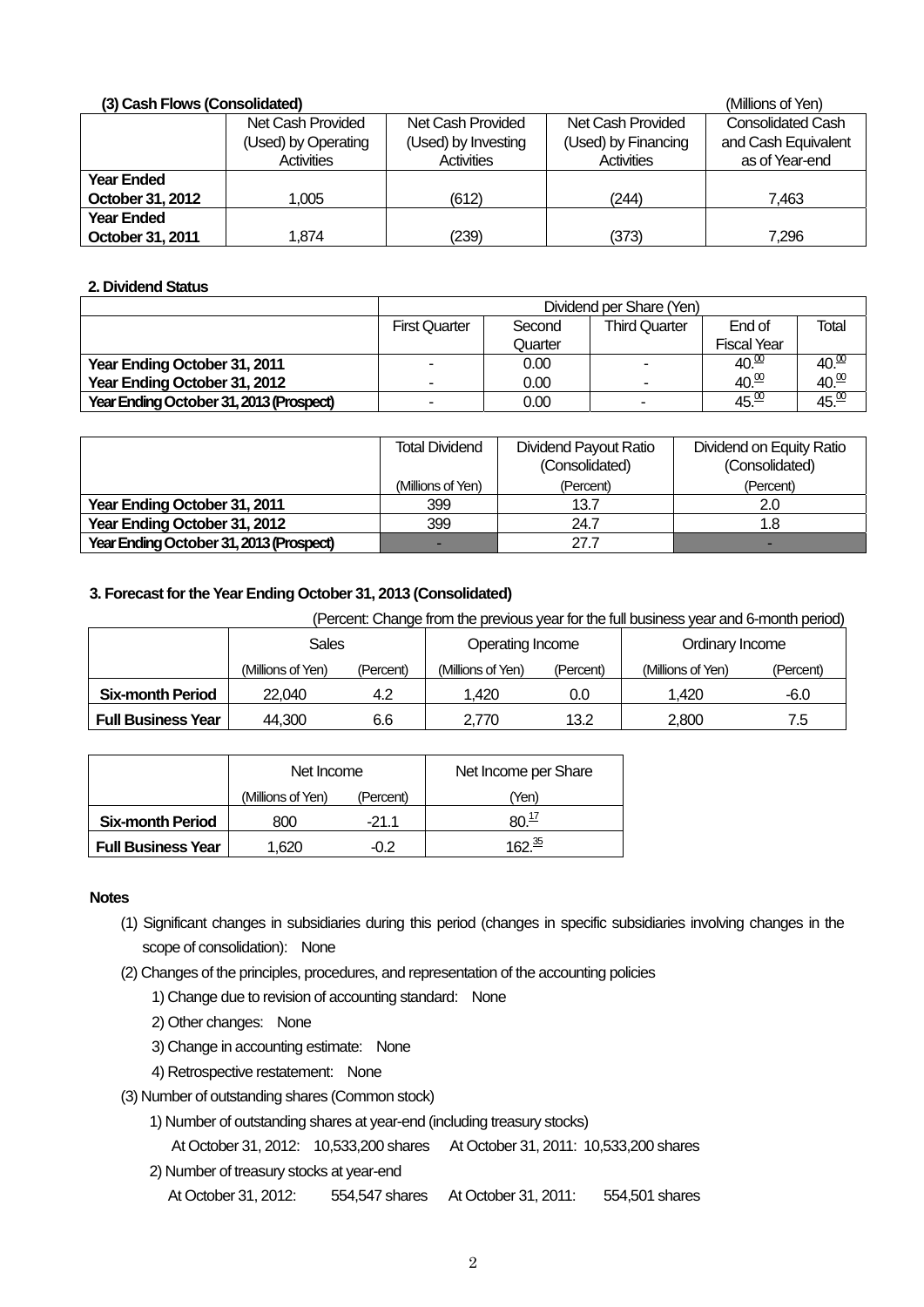### (3) Cash Flows (Consolidated)

(Millions of Yen)

| | Net Cash Provided (Used) by Operating Activities | Net Cash Provided (Used) by Investing Activities | Net Cash Provided (Used) by Financing Activities | Consolidated Cash and Cash Equivalent as of Year-end |
|---|---|---|---|---|
| **Year Ended October 31, 2012** | 1,005 | (612) | (244) | 7,463 |
| **Year Ended October 31, 2011** | 1,874 | (239) | (373) | 7,296 |

### 2. Dividend Status

| | Dividend per Share (Yen) | | | | |
|---|---|---|---|---|---|
| | First Quarter | Second Quarter | Third Quarter | End of Fiscal Year | Total |
| **Year Ending October 31, 2011** | - | 0.00 | - | 40.00 | 40.00 |
| **Year Ending October 31, 2012** | - | 0.00 | - | 40.00 | 40.00 |
| **Year Ending October 31, 2013 (Prospect)** | - | 0.00 | - | 45.00 | 45.00 |

| | Total Dividend | Dividend Payout Ratio (Consolidated) | Dividend on Equity Ratio (Consolidated) |
|---|---|---|---|
| | (Millions of Yen) | (Percent) | (Percent) |
| **Year Ending October 31, 2011** | 399 | 13.7 | 2.0 |
| **Year Ending October 31, 2012** | 399 | 24.7 | 1.8 |
| **Year Ending October 31, 2013 (Prospect)** | - | 27.7 | - |

### 3. Forecast for the Year Ending October 31, 2013 (Consolidated)

(Percent: Change from the previous year for the full business year and 6-month period)

| | Sales | | Operating Income | | Ordinary Income | |
|---|---|---|---|---|---|---|
| | (Millions of Yen) | (Percent) | (Millions of Yen) | (Percent) | (Millions of Yen) | (Percent) |
| **Six-month Period** | 22,040 | 4.2 | 1,420 | 0.0 | 1,420 | -6.0 |
| **Full Business Year** | 44,300 | 6.6 | 2,770 | 13.2 | 2,800 | 7.5 |

| | Net Income | | Net Income per Share |
|---|---|---|---|
| | (Millions of Yen) | (Percent) | (Yen) |
| **Six-month Period** | 800 | -21.1 | 80.17 |
| **Full Business Year** | 1,620 | -0.2 | 162.35 |

**Notes**

(1) Significant changes in subsidiaries during this period (changes in specific subsidiaries involving changes in the scope of consolidation): None

(2) Changes of the principles, procedures, and representation of the accounting policies

1) Change due to revision of accounting standard: None

2) Other changes: None

3) Change in accounting estimate: None

4) Retrospective restatement: None

(3) Number of outstanding shares (Common stock)

1) Number of outstanding shares at year-end (including treasury stocks)

At October 31, 2012: 10,533,200 shares At October 31, 2011: 10,533,200 shares

2) Number of treasury stocks at year-end

At October 31, 2012: 554,547 shares At October 31, 2011: 554,501 shares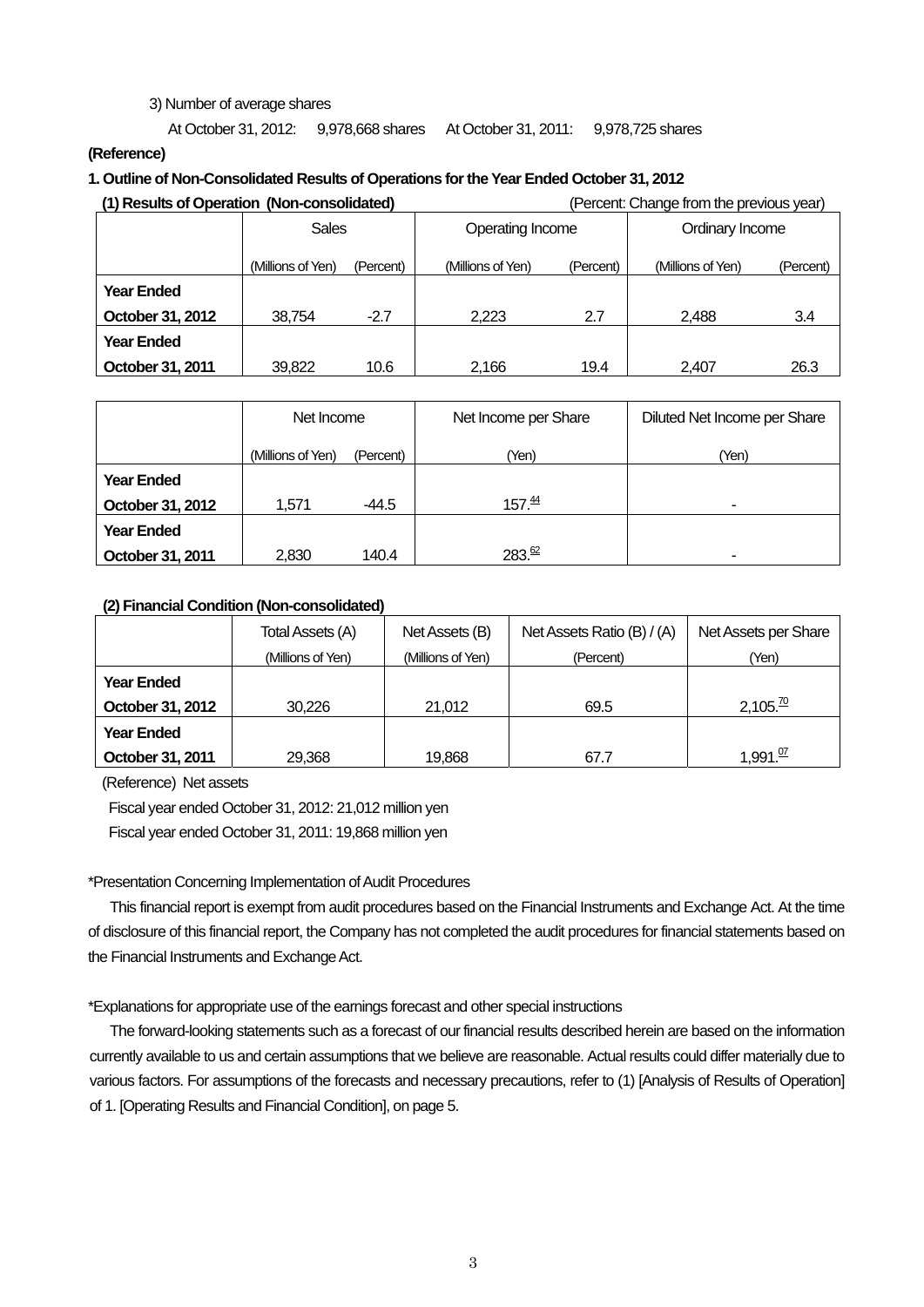3) Number of average shares

At October 31, 2012: 9,978,668 shares At October 31, 2011: 9,978,725 shares

**(Reference)**

**1. Outline of Non-Consolidated Results of Operations for the Year Ended October 31, 2012**

**(1) Results of Operation (Non-consolidated)** (Percent: Change from the previous year)

| | Sales | | Operating Income | | Ordinary Income | |
|---|---|---|---|---|---|---|
| | (Millions of Yen) | (Percent) | (Millions of Yen) | (Percent) | (Millions of Yen) | (Percent) |
| **Year Ended October 31, 2012** | 38,754 | -2.7 | 2,223 | 2.7 | 2,488 | 3.4 |
| **Year Ended October 31, 2011** | 39,822 | 10.6 | 2,166 | 19.4 | 2,407 | 26.3 |

| | Net Income | | Net Income per Share | Diluted Net Income per Share |
|---|---|---|---|---|
| | (Millions of Yen) | (Percent) | (Yen) | (Yen) |
| **Year Ended October 31, 2012** | 1,571 | -44.5 | 157.44 | - |
| **Year Ended October 31, 2011** | 2,830 | 140.4 | 283.62 | - |

**(2) Financial Condition (Non-consolidated)**

| | Total Assets (A) | Net Assets (B) | Net Assets Ratio (B) / (A) | Net Assets per Share |
|---|---|---|---|---|
| | (Millions of Yen) | (Millions of Yen) | (Percent) | (Yen) |
| **Year Ended October 31, 2012** | 30,226 | 21,012 | 69.5 | 2,105.70 |
| **Year Ended October 31, 2011** | 29,368 | 19,868 | 67.7 | 1,991.07 |

(Reference) Net assets

Fiscal year ended October 31, 2012: 21,012 million yen

Fiscal year ended October 31, 2011: 19,868 million yen

*Presentation Concerning Implementation of Audit Procedures

This financial report is exempt from audit procedures based on the Financial Instruments and Exchange Act. At the time of disclosure of this financial report, the Company has not completed the audit procedures for financial statements based on the Financial Instruments and Exchange Act.

*Explanations for appropriate use of the earnings forecast and other special instructions

The forward-looking statements such as a forecast of our financial results described herein are based on the information currently available to us and certain assumptions that we believe are reasonable. Actual results could differ materially due to various factors. For assumptions of the forecasts and necessary precautions, refer to (1) [Analysis of Results of Operation] of 1. [Operating Results and Financial Condition], on page 5.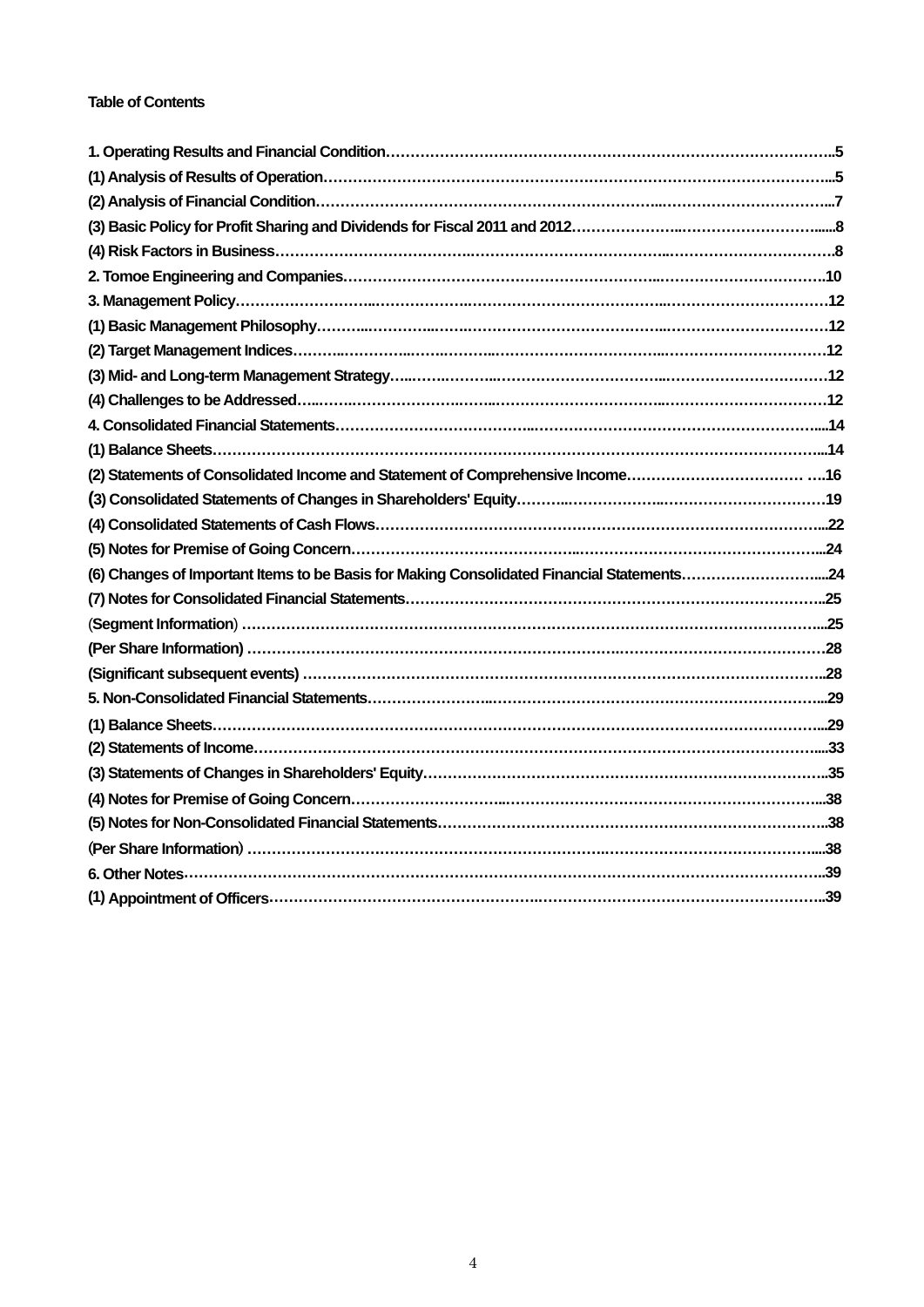**Table of Contents**

1. Operating Results and Financial Condition……………………………………………………………………………..5
(1) Analysis of Results of Operation…………………………………………………………………………………………...5
(2) Analysis of Financial Condition……………………………………………………………..………………………………...7
(3) Basic Policy for Profit Sharing and Dividends for Fiscal 2011 and 2012…………………..…………………………......8
(4) Risk Factors in Business…………………………………..…………………………………..………………………………8
2. Tomoe Engineering and Companies……………………………………………………………..……………………………10
3. Management Policy………………………..……………………..………………………………..……………………………12
(1) Basic Management Philosophy………..…………..…….…………………………………..……………………………12
(2) Target Management Indices………..…………..…….………..…………………………..……………………………12
(3) Mid- and Long-term Management Strategy…..…….………...……………………………..……………………………12
(4) Challenges to be Addressed…...…….…………………..……..……………………………..……………………………12
4. Consolidated Financial Statements……………………………….………………………………………………………....14
(1) Balance Sheets………………………………………………………………………………………………………………...14
(2) Statements of Consolidated Income and Statement of Comprehensive Income……………………………… ….16
(3) Consolidated Statements of Changes in Shareholders' Equity………..………………..……………………………19
(4) Consolidated Statements of Cash Flows…………………………………………………………………………………...22
(5) Notes for Premise of Going Concern……………………………………….……………………………………………...24
(6) Changes of Important Items to be Basis for Making Consolidated Financial Statements………………………....24
(7) Notes for Consolidated Financial Statements…………………………………………………………………………..25
(Segment Information) ………………………………………………………………………………………………………...25
(Per Share Information) ………………………………………………………………………..……………………………28
(Significant subsequent events) ……………………………………………………………………………………………..28
5. Non-Consolidated Financial Statements……………………..…………………………………………………………...29
(1) Balance Sheets………………………………………………………………………………………………………………...29
(2) Statements of Income………………………………………………………………………………………………………....33
(3) Statements of Changes in Shareholders' Equity………………………………………………………………………..35
(4) Notes for Premise of Going Concern…………………………...…………………………………………………………...38
(5) Notes for Non-Consolidated Financial Statements……………………………………………………………………..38
(Per Share Information) ………………………………………………………..……………………………………….....38
6. Other Notes……………………………………………………………………………………………………………………..39
(1) Appointment of Officers………………………………………….……………………………………………………………..39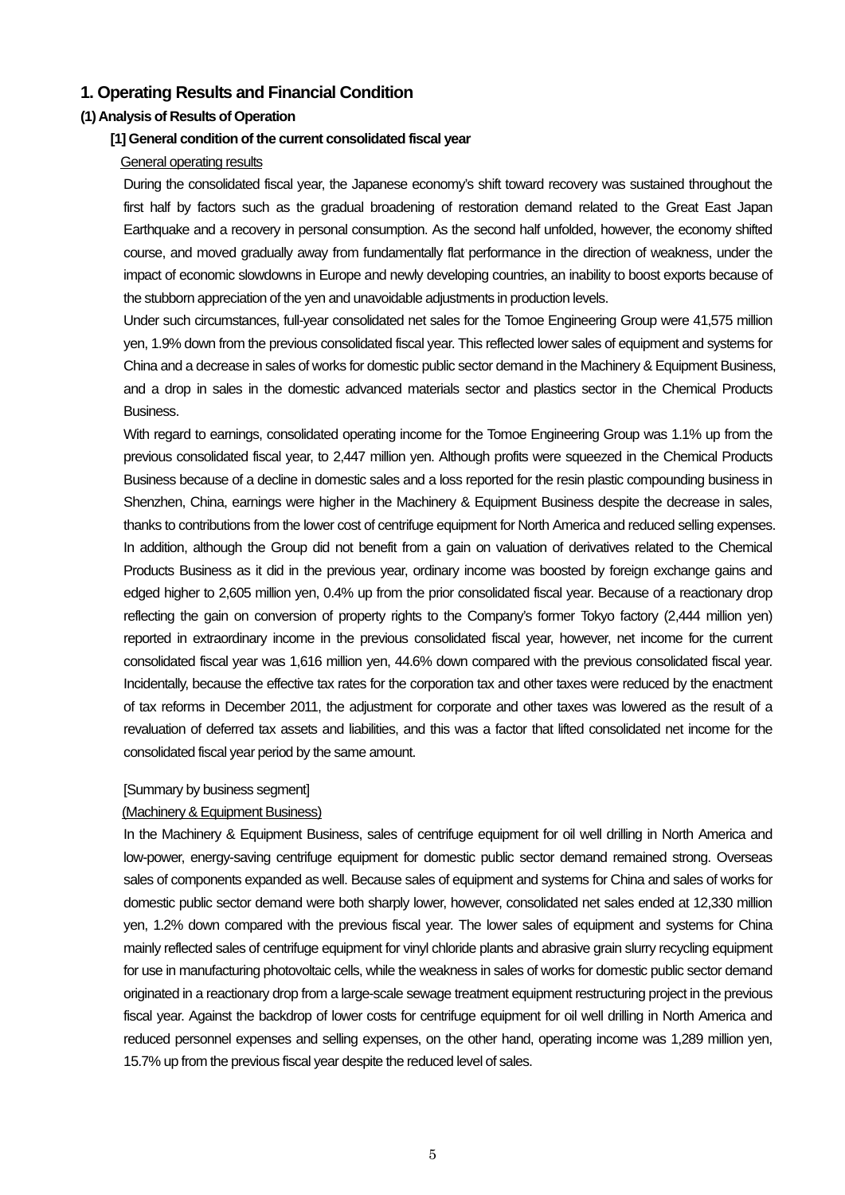# 1. Operating Results and Financial Condition

## (1) Analysis of Results of Operation

### [1] General condition of the current consolidated fiscal year

General operating results

During the consolidated fiscal year, the Japanese economy's shift toward recovery was sustained throughout the first half by factors such as the gradual broadening of restoration demand related to the Great East Japan Earthquake and a recovery in personal consumption. As the second half unfolded, however, the economy shifted course, and moved gradually away from fundamentally flat performance in the direction of weakness, under the impact of economic slowdowns in Europe and newly developing countries, an inability to boost exports because of the stubborn appreciation of the yen and unavoidable adjustments in production levels.

Under such circumstances, full-year consolidated net sales for the Tomoe Engineering Group were 41,575 million yen, 1.9% down from the previous consolidated fiscal year. This reflected lower sales of equipment and systems for China and a decrease in sales of works for domestic public sector demand in the Machinery & Equipment Business, and a drop in sales in the domestic advanced materials sector and plastics sector in the Chemical Products Business.

With regard to earnings, consolidated operating income for the Tomoe Engineering Group was 1.1% up from the previous consolidated fiscal year, to 2,447 million yen. Although profits were squeezed in the Chemical Products Business because of a decline in domestic sales and a loss reported for the resin plastic compounding business in Shenzhen, China, earnings were higher in the Machinery & Equipment Business despite the decrease in sales, thanks to contributions from the lower cost of centrifuge equipment for North America and reduced selling expenses. In addition, although the Group did not benefit from a gain on valuation of derivatives related to the Chemical Products Business as it did in the previous year, ordinary income was boosted by foreign exchange gains and edged higher to 2,605 million yen, 0.4% up from the prior consolidated fiscal year. Because of a reactionary drop reflecting the gain on conversion of property rights to the Company's former Tokyo factory (2,444 million yen) reported in extraordinary income in the previous consolidated fiscal year, however, net income for the current consolidated fiscal year was 1,616 million yen, 44.6% down compared with the previous consolidated fiscal year. Incidentally, because the effective tax rates for the corporation tax and other taxes were reduced by the enactment of tax reforms in December 2011, the adjustment for corporate and other taxes was lowered as the result of a revaluation of deferred tax assets and liabilities, and this was a factor that lifted consolidated net income for the consolidated fiscal year period by the same amount.

[Summary by business segment]

(Machinery & Equipment Business)

In the Machinery & Equipment Business, sales of centrifuge equipment for oil well drilling in North America and low-power, energy-saving centrifuge equipment for domestic public sector demand remained strong. Overseas sales of components expanded as well. Because sales of equipment and systems for China and sales of works for domestic public sector demand were both sharply lower, however, consolidated net sales ended at 12,330 million yen, 1.2% down compared with the previous fiscal year. The lower sales of equipment and systems for China mainly reflected sales of centrifuge equipment for vinyl chloride plants and abrasive grain slurry recycling equipment for use in manufacturing photovoltaic cells, while the weakness in sales of works for domestic public sector demand originated in a reactionary drop from a large-scale sewage treatment equipment restructuring project in the previous fiscal year. Against the backdrop of lower costs for centrifuge equipment for oil well drilling in North America and reduced personnel expenses and selling expenses, on the other hand, operating income was 1,289 million yen, 15.7% up from the previous fiscal year despite the reduced level of sales.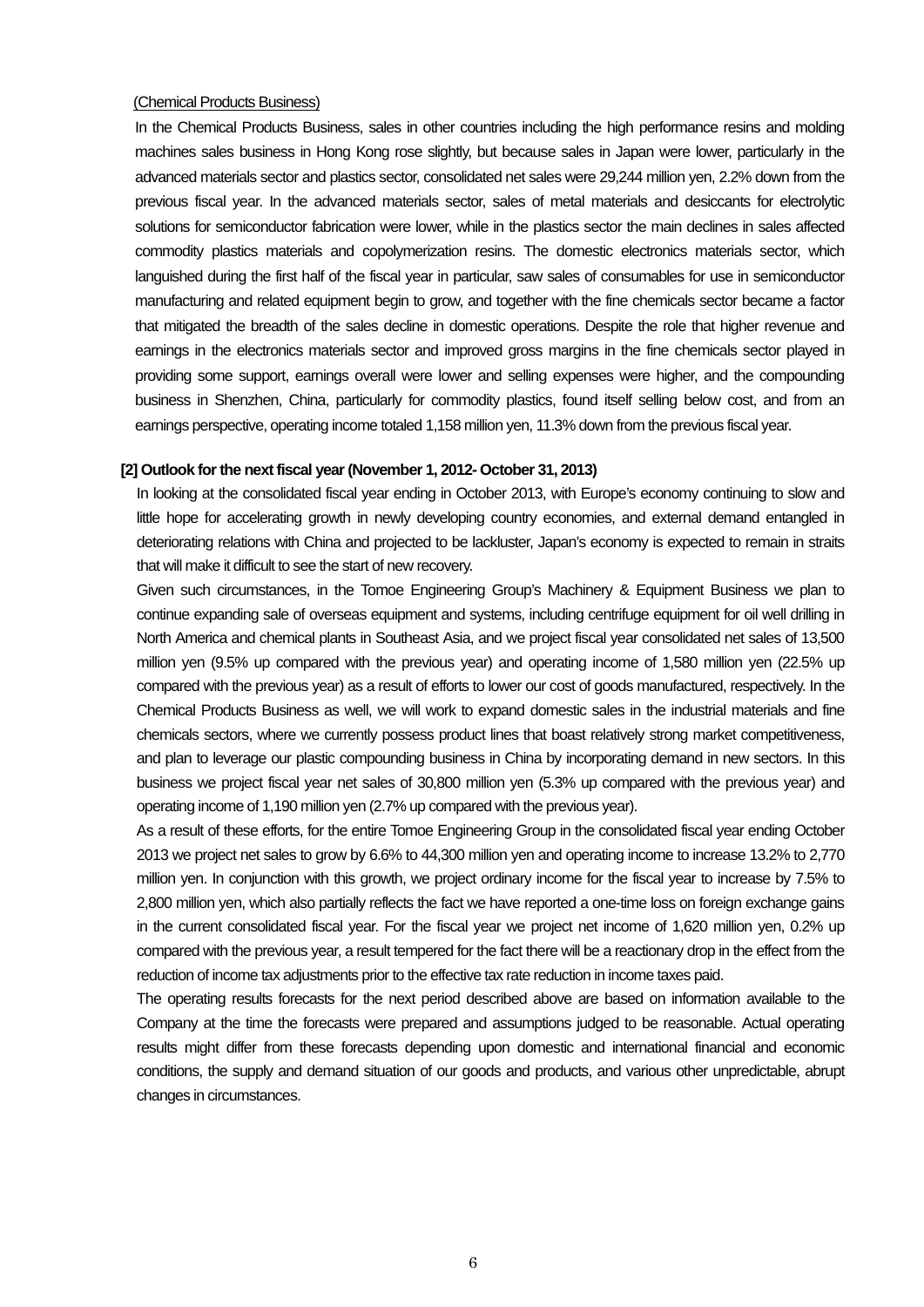(Chemical Products Business)

In the Chemical Products Business, sales in other countries including the high performance resins and molding machines sales business in Hong Kong rose slightly, but because sales in Japan were lower, particularly in the advanced materials sector and plastics sector, consolidated net sales were 29,244 million yen, 2.2% down from the previous fiscal year. In the advanced materials sector, sales of metal materials and desiccants for electrolytic solutions for semiconductor fabrication were lower, while in the plastics sector the main declines in sales affected commodity plastics materials and copolymerization resins. The domestic electronics materials sector, which languished during the first half of the fiscal year in particular, saw sales of consumables for use in semiconductor manufacturing and related equipment begin to grow, and together with the fine chemicals sector became a factor that mitigated the breadth of the sales decline in domestic operations. Despite the role that higher revenue and earnings in the electronics materials sector and improved gross margins in the fine chemicals sector played in providing some support, earnings overall were lower and selling expenses were higher, and the compounding business in Shenzhen, China, particularly for commodity plastics, found itself selling below cost, and from an earnings perspective, operating income totaled 1,158 million yen, 11.3% down from the previous fiscal year.

**[2] Outlook for the next fiscal year (November 1, 2012- October 31, 2013)**

In looking at the consolidated fiscal year ending in October 2013, with Europe's economy continuing to slow and little hope for accelerating growth in newly developing country economies, and external demand entangled in deteriorating relations with China and projected to be lackluster, Japan's economy is expected to remain in straits that will make it difficult to see the start of new recovery.

Given such circumstances, in the Tomoe Engineering Group's Machinery & Equipment Business we plan to continue expanding sale of overseas equipment and systems, including centrifuge equipment for oil well drilling in North America and chemical plants in Southeast Asia, and we project fiscal year consolidated net sales of 13,500 million yen (9.5% up compared with the previous year) and operating income of 1,580 million yen (22.5% up compared with the previous year) as a result of efforts to lower our cost of goods manufactured, respectively. In the Chemical Products Business as well, we will work to expand domestic sales in the industrial materials and fine chemicals sectors, where we currently possess product lines that boast relatively strong market competitiveness, and plan to leverage our plastic compounding business in China by incorporating demand in new sectors. In this business we project fiscal year net sales of 30,800 million yen (5.3% up compared with the previous year) and operating income of 1,190 million yen (2.7% up compared with the previous year).

As a result of these efforts, for the entire Tomoe Engineering Group in the consolidated fiscal year ending October 2013 we project net sales to grow by 6.6% to 44,300 million yen and operating income to increase 13.2% to 2,770 million yen. In conjunction with this growth, we project ordinary income for the fiscal year to increase by 7.5% to 2,800 million yen, which also partially reflects the fact we have reported a one-time loss on foreign exchange gains in the current consolidated fiscal year. For the fiscal year we project net income of 1,620 million yen, 0.2% up compared with the previous year, a result tempered for the fact there will be a reactionary drop in the effect from the reduction of income tax adjustments prior to the effective tax rate reduction in income taxes paid.

The operating results forecasts for the next period described above are based on information available to the Company at the time the forecasts were prepared and assumptions judged to be reasonable. Actual operating results might differ from these forecasts depending upon domestic and international financial and economic conditions, the supply and demand situation of our goods and products, and various other unpredictable, abrupt changes in circumstances.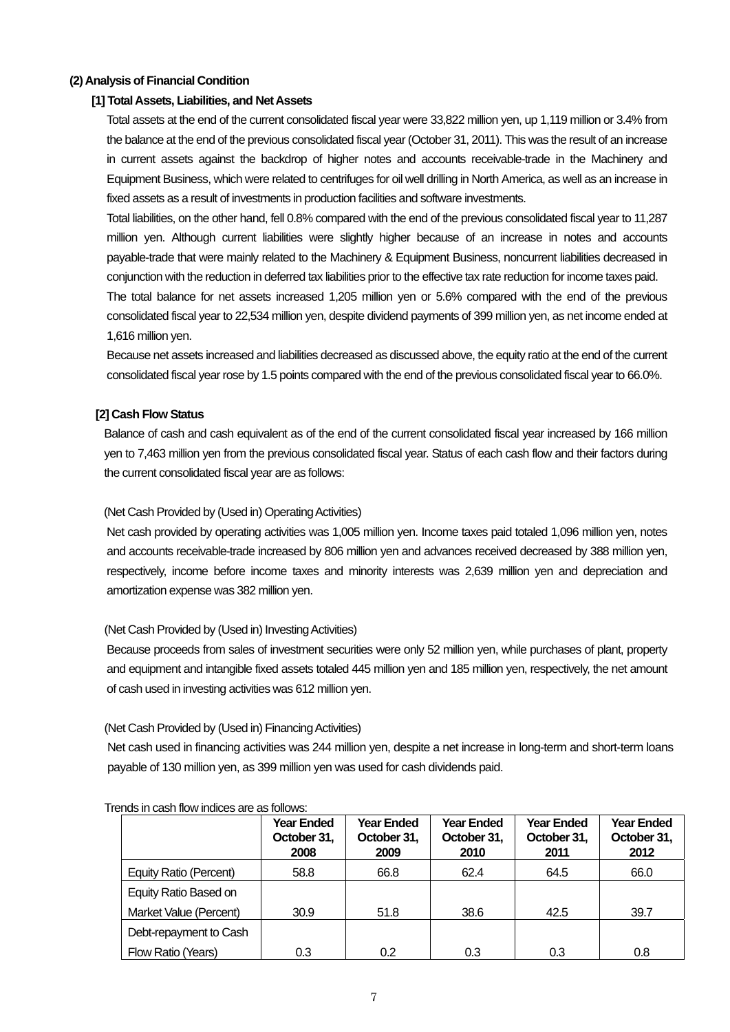### (2) Analysis of Financial Condition

#### [1] Total Assets, Liabilities, and Net Assets

Total assets at the end of the current consolidated fiscal year were 33,822 million yen, up 1,119 million or 3.4% from the balance at the end of the previous consolidated fiscal year (October 31, 2011). This was the result of an increase in current assets against the backdrop of higher notes and accounts receivable-trade in the Machinery and Equipment Business, which were related to centrifuges for oil well drilling in North America, as well as an increase in fixed assets as a result of investments in production facilities and software investments.

Total liabilities, on the other hand, fell 0.8% compared with the end of the previous consolidated fiscal year to 11,287 million yen. Although current liabilities were slightly higher because of an increase in notes and accounts payable-trade that were mainly related to the Machinery & Equipment Business, noncurrent liabilities decreased in conjunction with the reduction in deferred tax liabilities prior to the effective tax rate reduction for income taxes paid.

The total balance for net assets increased 1,205 million yen or 5.6% compared with the end of the previous consolidated fiscal year to 22,534 million yen, despite dividend payments of 399 million yen, as net income ended at 1,616 million yen.

Because net assets increased and liabilities decreased as discussed above, the equity ratio at the end of the current consolidated fiscal year rose by 1.5 points compared with the end of the previous consolidated fiscal year to 66.0%.

#### [2] Cash Flow Status

Balance of cash and cash equivalent as of the end of the current consolidated fiscal year increased by 166 million yen to 7,463 million yen from the previous consolidated fiscal year. Status of each cash flow and their factors during the current consolidated fiscal year are as follows:

(Net Cash Provided by (Used in) Operating Activities)

Net cash provided by operating activities was 1,005 million yen. Income taxes paid totaled 1,096 million yen, notes and accounts receivable-trade increased by 806 million yen and advances received decreased by 388 million yen, respectively, income before income taxes and minority interests was 2,639 million yen and depreciation and amortization expense was 382 million yen.

(Net Cash Provided by (Used in) Investing Activities)

Because proceeds from sales of investment securities were only 52 million yen, while purchases of plant, property and equipment and intangible fixed assets totaled 445 million yen and 185 million yen, respectively, the net amount of cash used in investing activities was 612 million yen.

(Net Cash Provided by (Used in) Financing Activities)

Net cash used in financing activities was 244 million yen, despite a net increase in long-term and short-term loans payable of 130 million yen, as 399 million yen was used for cash dividends paid.

Trends in cash flow indices are as follows:

| | Year Ended October 31, 2008 | Year Ended October 31, 2009 | Year Ended October 31, 2010 | Year Ended October 31, 2011 | Year Ended October 31, 2012 |
|---|---|---|---|---|---|
| Equity Ratio (Percent) | 58.8 | 66.8 | 62.4 | 64.5 | 66.0 |
| Equity Ratio Based on Market Value (Percent) | 30.9 | 51.8 | 38.6 | 42.5 | 39.7 |
| Debt-repayment to Cash Flow Ratio (Years) | 0.3 | 0.2 | 0.3 | 0.3 | 0.8 |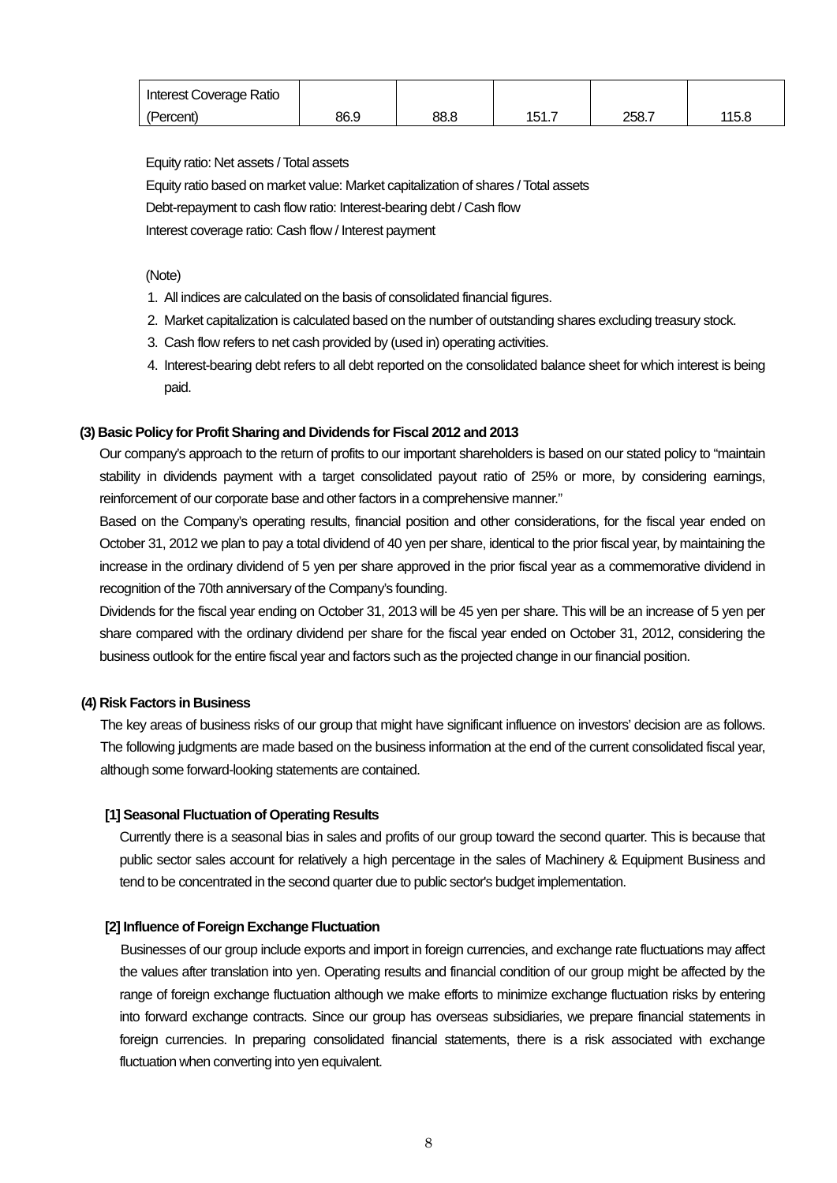| Interest Coverage Ratio (Percent) | 86.9 | 88.8 | 151.7 | 258.7 | 115.8 |
|---|---|---|---|---|---|

Equity ratio: Net assets / Total assets

Equity ratio based on market value: Market capitalization of shares / Total assets

Debt-repayment to cash flow ratio: Interest-bearing debt / Cash flow

Interest coverage ratio: Cash flow / Interest payment

(Note)

1. All indices are calculated on the basis of consolidated financial figures.
2. Market capitalization is calculated based on the number of outstanding shares excluding treasury stock.
3. Cash flow refers to net cash provided by (used in) operating activities.
4. Interest-bearing debt refers to all debt reported on the consolidated balance sheet for which interest is being paid.

### (3) Basic Policy for Profit Sharing and Dividends for Fiscal 2012 and 2013

Our company's approach to the return of profits to our important shareholders is based on our stated policy to "maintain stability in dividends payment with a target consolidated payout ratio of 25% or more, by considering earnings, reinforcement of our corporate base and other factors in a comprehensive manner."

Based on the Company's operating results, financial position and other considerations, for the fiscal year ended on October 31, 2012 we plan to pay a total dividend of 40 yen per share, identical to the prior fiscal year, by maintaining the increase in the ordinary dividend of 5 yen per share approved in the prior fiscal year as a commemorative dividend in recognition of the 70th anniversary of the Company's founding.

Dividends for the fiscal year ending on October 31, 2013 will be 45 yen per share. This will be an increase of 5 yen per share compared with the ordinary dividend per share for the fiscal year ended on October 31, 2012, considering the business outlook for the entire fiscal year and factors such as the projected change in our financial position.

### (4) Risk Factors in Business

The key areas of business risks of our group that might have significant influence on investors' decision are as follows. The following judgments are made based on the business information at the end of the current consolidated fiscal year, although some forward-looking statements are contained.

#### [1] Seasonal Fluctuation of Operating Results

Currently there is a seasonal bias in sales and profits of our group toward the second quarter. This is because that public sector sales account for relatively a high percentage in the sales of Machinery & Equipment Business and tend to be concentrated in the second quarter due to public sector's budget implementation.

#### [2] Influence of Foreign Exchange Fluctuation

Businesses of our group include exports and import in foreign currencies, and exchange rate fluctuations may affect the values after translation into yen. Operating results and financial condition of our group might be affected by the range of foreign exchange fluctuation although we make efforts to minimize exchange fluctuation risks by entering into forward exchange contracts. Since our group has overseas subsidiaries, we prepare financial statements in foreign currencies. In preparing consolidated financial statements, there is a risk associated with exchange fluctuation when converting into yen equivalent.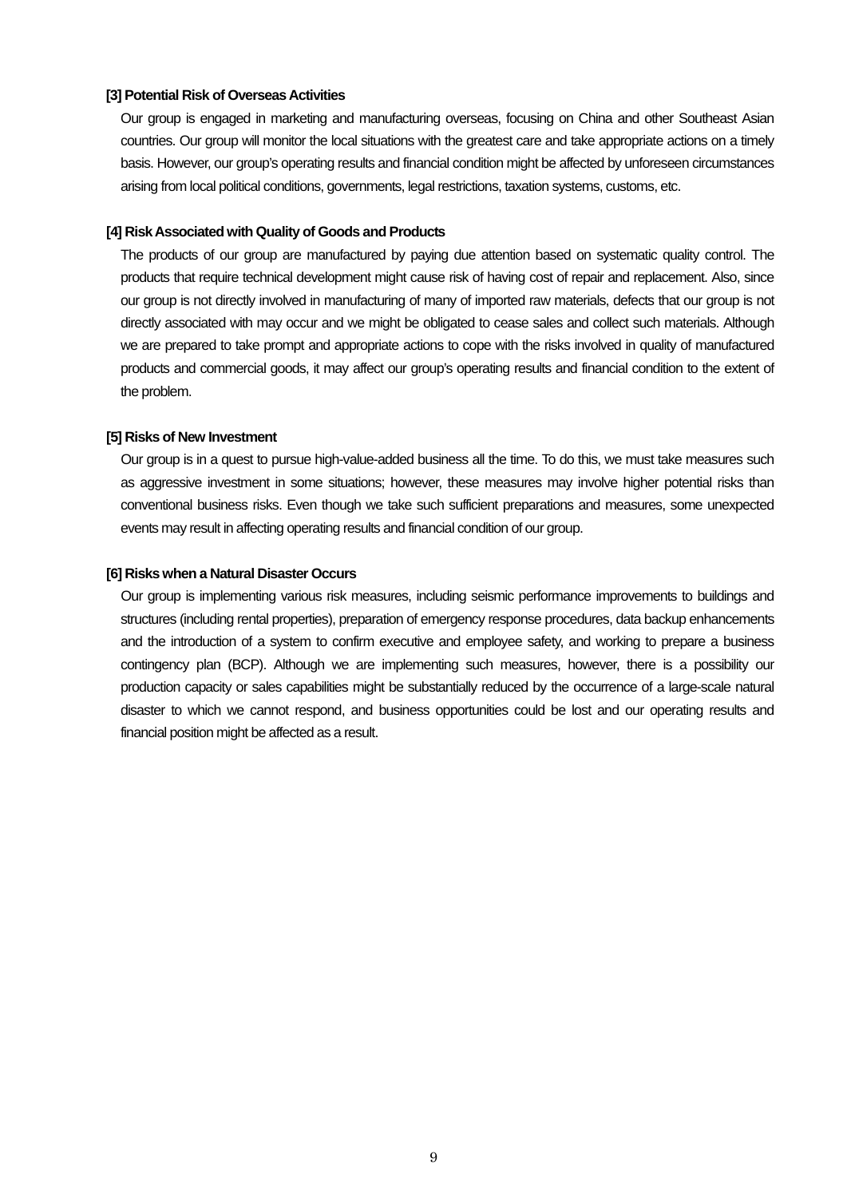**[3] Potential Risk of Overseas Activities**

Our group is engaged in marketing and manufacturing overseas, focusing on China and other Southeast Asian countries. Our group will monitor the local situations with the greatest care and take appropriate actions on a timely basis. However, our group's operating results and financial condition might be affected by unforeseen circumstances arising from local political conditions, governments, legal restrictions, taxation systems, customs, etc.

**[4] Risk Associated with Quality of Goods and Products**

The products of our group are manufactured by paying due attention based on systematic quality control. The products that require technical development might cause risk of having cost of repair and replacement. Also, since our group is not directly involved in manufacturing of many of imported raw materials, defects that our group is not directly associated with may occur and we might be obligated to cease sales and collect such materials. Although we are prepared to take prompt and appropriate actions to cope with the risks involved in quality of manufactured products and commercial goods, it may affect our group's operating results and financial condition to the extent of the problem.

**[5] Risks of New Investment**

Our group is in a quest to pursue high-value-added business all the time. To do this, we must take measures such as aggressive investment in some situations; however, these measures may involve higher potential risks than conventional business risks. Even though we take such sufficient preparations and measures, some unexpected events may result in affecting operating results and financial condition of our group.

**[6] Risks when a Natural Disaster Occurs**

Our group is implementing various risk measures, including seismic performance improvements to buildings and structures (including rental properties), preparation of emergency response procedures, data backup enhancements and the introduction of a system to confirm executive and employee safety, and working to prepare a business contingency plan (BCP). Although we are implementing such measures, however, there is a possibility our production capacity or sales capabilities might be substantially reduced by the occurrence of a large-scale natural disaster to which we cannot respond, and business opportunities could be lost and our operating results and financial position might be affected as a result.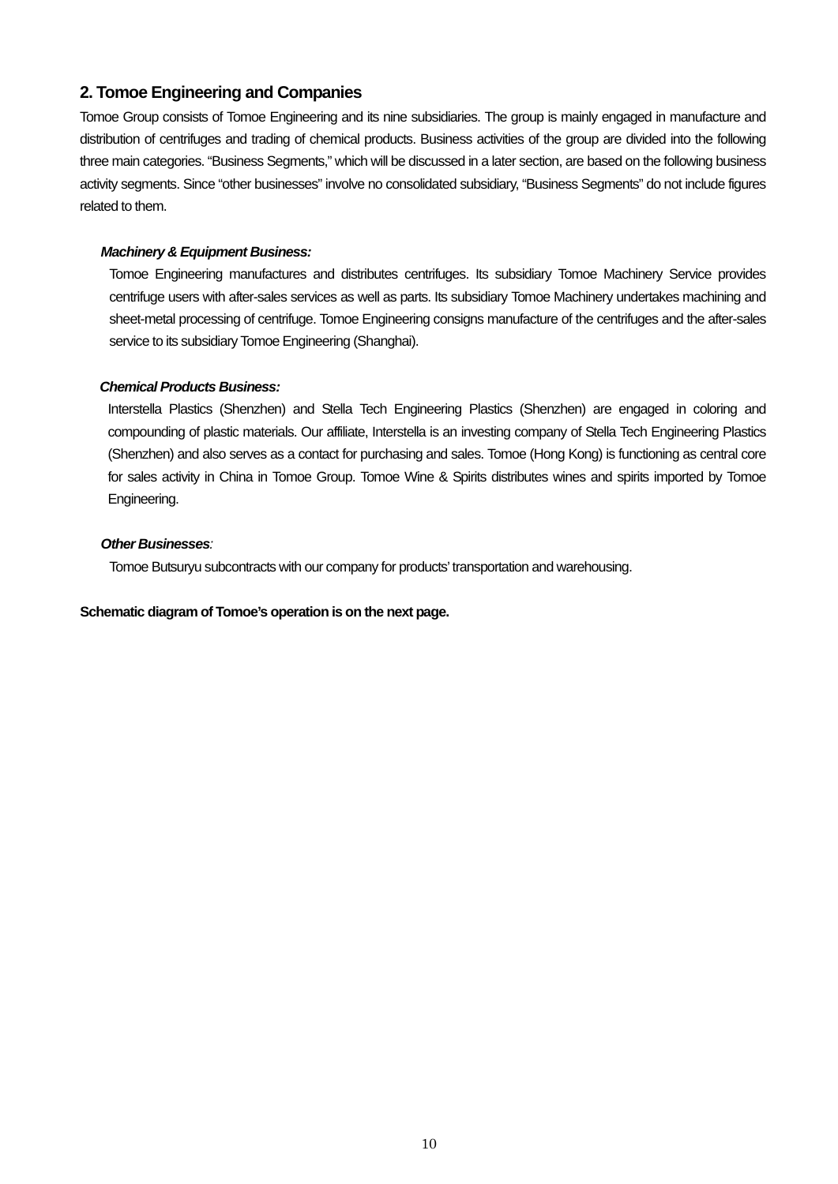## 2. Tomoe Engineering and Companies

Tomoe Group consists of Tomoe Engineering and its nine subsidiaries. The group is mainly engaged in manufacture and distribution of centrifuges and trading of chemical products. Business activities of the group are divided into the following three main categories. "Business Segments," which will be discussed in a later section, are based on the following business activity segments. Since "other businesses" involve no consolidated subsidiary, "Business Segments" do not include figures related to them.

***Machinery & Equipment Business:***

Tomoe Engineering manufactures and distributes centrifuges. Its subsidiary Tomoe Machinery Service provides centrifuge users with after-sales services as well as parts. Its subsidiary Tomoe Machinery undertakes machining and sheet-metal processing of centrifuge. Tomoe Engineering consigns manufacture of the centrifuges and the after-sales service to its subsidiary Tomoe Engineering (Shanghai).

***Chemical Products Business:***

Interstella Plastics (Shenzhen) and Stella Tech Engineering Plastics (Shenzhen) are engaged in coloring and compounding of plastic materials. Our affiliate, Interstella is an investing company of Stella Tech Engineering Plastics (Shenzhen) and also serves as a contact for purchasing and sales. Tomoe (Hong Kong) is functioning as central core for sales activity in China in Tomoe Group. Tomoe Wine & Spirits distributes wines and spirits imported by Tomoe Engineering.

***Other Businesses**:*

Tomoe Butsuryu subcontracts with our company for products' transportation and warehousing.

**Schematic diagram of Tomoe's operation is on the next page.**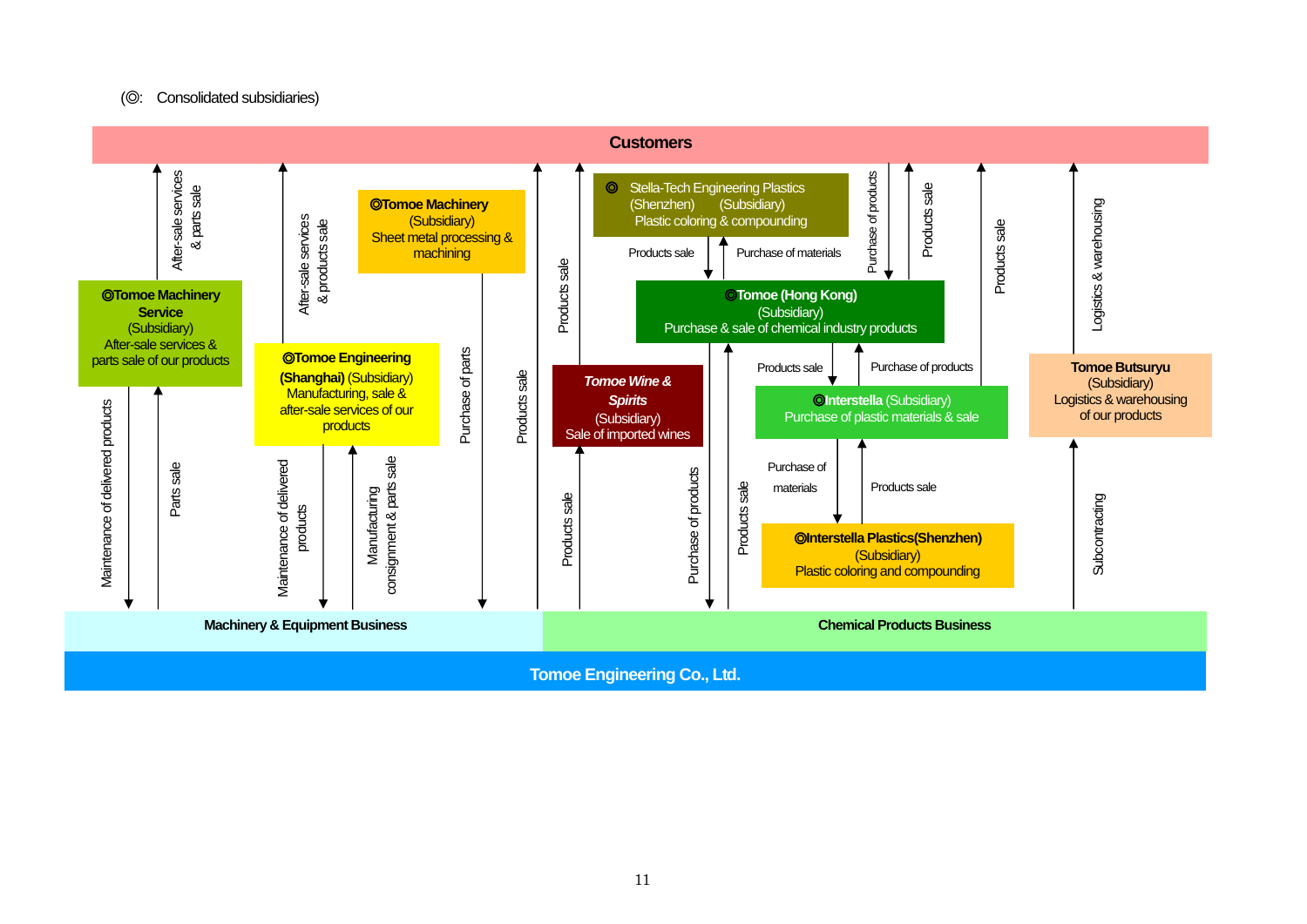(◎: Consolidated subsidiaries)

**Customers**

**◎Tomoe Machinery Service** (Subsidiary)
After-sale services & parts sale of our products

- To Customers: After-sale services & parts sale
- From Machinery & Equipment Business: Maintenance of delivered products
- To Machinery & Equipment Business: Parts sale

**◎Tomoe Engineering (Shanghai)** (Subsidiary)
Manufacturing, sale & after-sale services of our products

- To Customers: After-sale services & products sale
- From Machinery & Equipment Business: Maintenance of delivered products
- To Machinery & Equipment Business: Manufacturing consignment & parts sale

**◎Tomoe Machinery** (Subsidiary)
Sheet metal processing & machining

- From Machinery & Equipment Business: Purchase of parts

Machinery & Equipment Business → Customers: Products sale

**Tomoe Wine & Spirits** (Subsidiary)
Sale of imported wines

- To Customers: Products sale
- To Chemical Products Business: Products sale

**◎ Stella-Tech Engineering Plastics (Shenzhen)** (Subsidiary)
Plastic coloring & compounding

- To Tomoe (Hong Kong): Products sale
- From Tomoe (Hong Kong): Purchase of materials

**◎Tomoe (Hong Kong)** (Subsidiary)
Purchase & sale of chemical industry products

- From Customers: Purchase of products
- To Customers: Products sale
- From Chemical Products Business: Purchase of products
- To Chemical Products Business: Products sale
- To Interstella: Products sale
- From Interstella: Purchase of products

**◎Interstella** (Subsidiary)
Purchase of plastic materials & sale

- To Customers: Products sale
- To Interstella Plastics (Shenzhen): Purchase of materials
- From Interstella Plastics (Shenzhen): Products sale

**◎Interstella Plastics(Shenzhen)** (Subsidiary)
Plastic coloring and compounding

**Tomoe Butsuryu** (Subsidiary)
Logistics & warehousing of our products

- To Customers: Logistics & warehousing
- From Chemical Products Business: Subcontracting

**Machinery & Equipment Business** | **Chemical Products Business**

**Tomoe Engineering Co., Ltd.**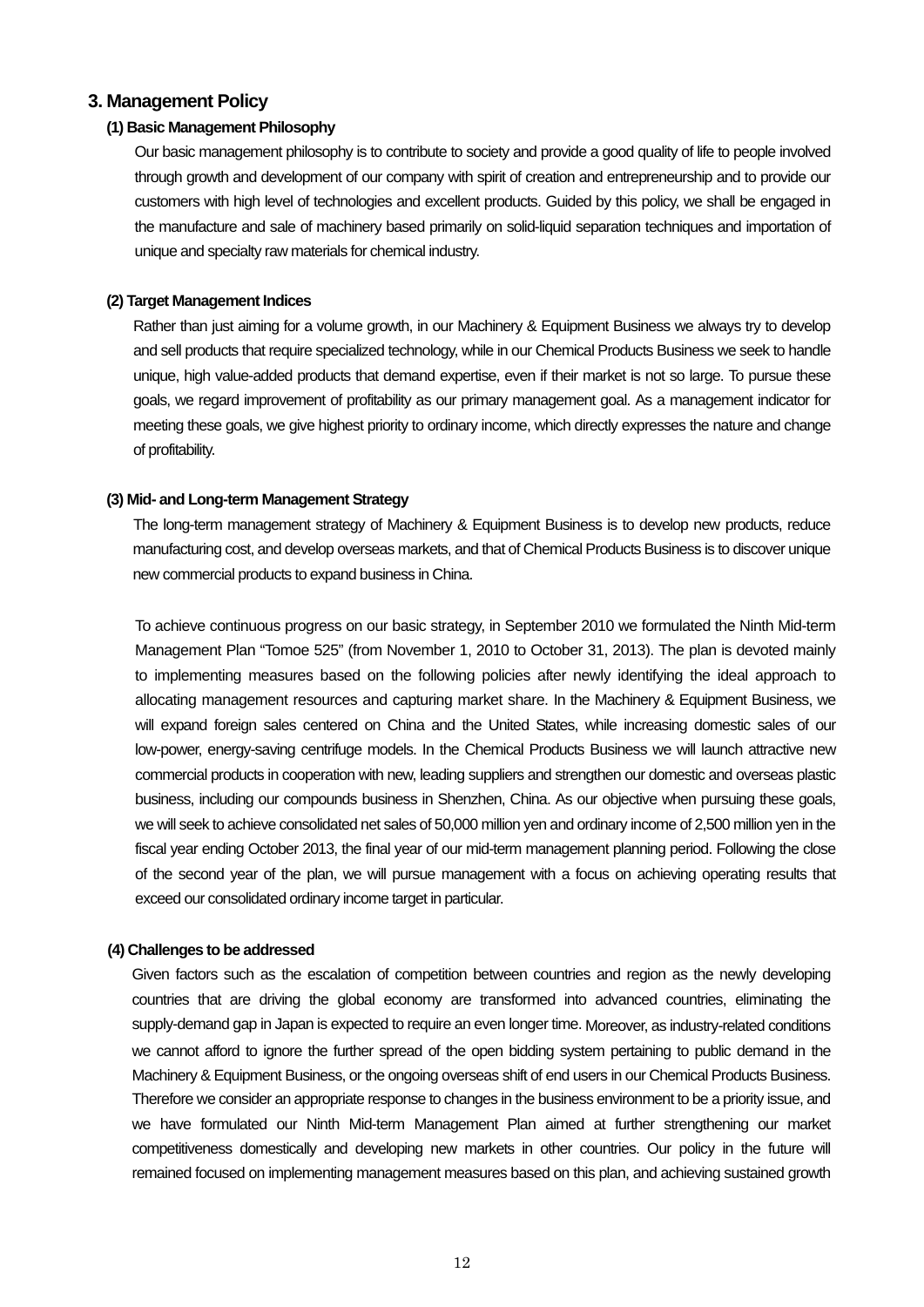## 3. Management Policy

### (1) Basic Management Philosophy

Our basic management philosophy is to contribute to society and provide a good quality of life to people involved through growth and development of our company with spirit of creation and entrepreneurship and to provide our customers with high level of technologies and excellent products. Guided by this policy, we shall be engaged in the manufacture and sale of machinery based primarily on solid-liquid separation techniques and importation of unique and specialty raw materials for chemical industry.

### (2) Target Management Indices

Rather than just aiming for a volume growth, in our Machinery & Equipment Business we always try to develop and sell products that require specialized technology, while in our Chemical Products Business we seek to handle unique, high value-added products that demand expertise, even if their market is not so large. To pursue these goals, we regard improvement of profitability as our primary management goal. As a management indicator for meeting these goals, we give highest priority to ordinary income, which directly expresses the nature and change of profitability.

### (3) Mid- and Long-term Management Strategy

The long-term management strategy of Machinery & Equipment Business is to develop new products, reduce manufacturing cost, and develop overseas markets, and that of Chemical Products Business is to discover unique new commercial products to expand business in China.

To achieve continuous progress on our basic strategy, in September 2010 we formulated the Ninth Mid-term Management Plan "Tomoe 525" (from November 1, 2010 to October 31, 2013). The plan is devoted mainly to implementing measures based on the following policies after newly identifying the ideal approach to allocating management resources and capturing market share. In the Machinery & Equipment Business, we will expand foreign sales centered on China and the United States, while increasing domestic sales of our low-power, energy-saving centrifuge models. In the Chemical Products Business we will launch attractive new commercial products in cooperation with new, leading suppliers and strengthen our domestic and overseas plastic business, including our compounds business in Shenzhen, China. As our objective when pursuing these goals, we will seek to achieve consolidated net sales of 50,000 million yen and ordinary income of 2,500 million yen in the fiscal year ending October 2013, the final year of our mid-term management planning period. Following the close of the second year of the plan, we will pursue management with a focus on achieving operating results that exceed our consolidated ordinary income target in particular.

### (4) Challenges to be addressed

Given factors such as the escalation of competition between countries and region as the newly developing countries that are driving the global economy are transformed into advanced countries, eliminating the supply-demand gap in Japan is expected to require an even longer time. Moreover, as industry-related conditions we cannot afford to ignore the further spread of the open bidding system pertaining to public demand in the Machinery & Equipment Business, or the ongoing overseas shift of end users in our Chemical Products Business. Therefore we consider an appropriate response to changes in the business environment to be a priority issue, and we have formulated our Ninth Mid-term Management Plan aimed at further strengthening our market competitiveness domestically and developing new markets in other countries. Our policy in the future will remained focused on implementing management measures based on this plan, and achieving sustained growth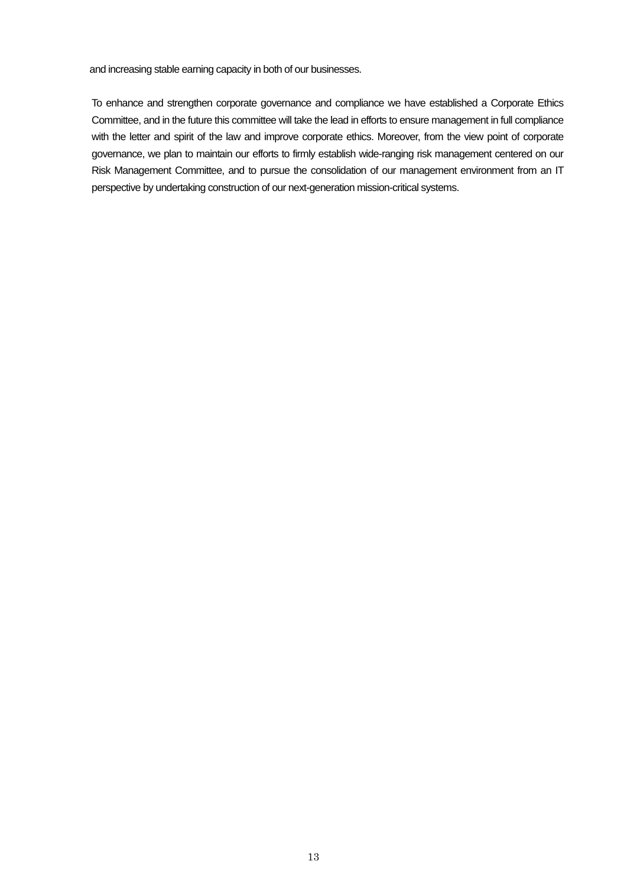and increasing stable earning capacity in both of our businesses.

To enhance and strengthen corporate governance and compliance we have established a Corporate Ethics Committee, and in the future this committee will take the lead in efforts to ensure management in full compliance with the letter and spirit of the law and improve corporate ethics. Moreover, from the view point of corporate governance, we plan to maintain our efforts to firmly establish wide-ranging risk management centered on our Risk Management Committee, and to pursue the consolidation of our management environment from an IT perspective by undertaking construction of our next-generation mission-critical systems.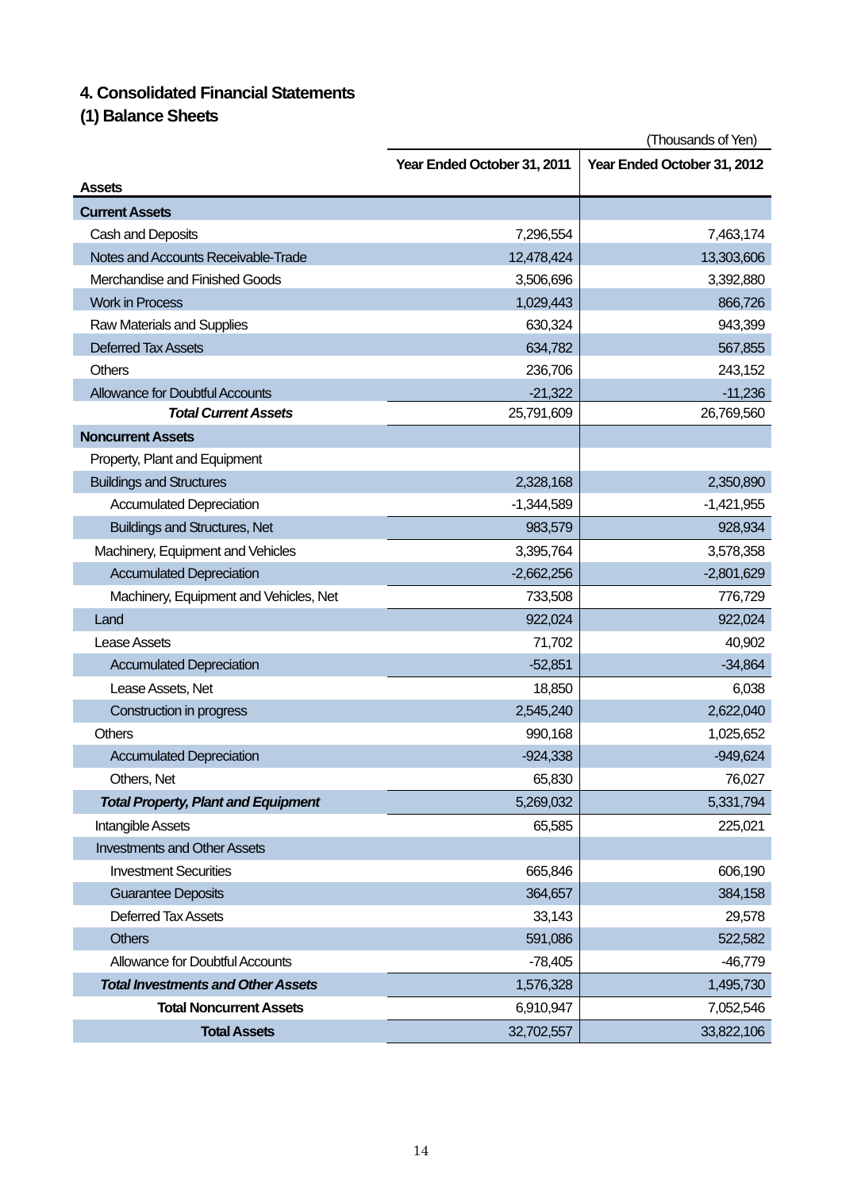## 4. Consolidated Financial Statements

### (1) Balance Sheets

(Thousands of Yen)

| Assets | Year Ended October 31, 2011 | Year Ended October 31, 2012 |
|---|---|---|
| **Current Assets** | | |
| Cash and Deposits | 7,296,554 | 7,463,174 |
| Notes and Accounts Receivable-Trade | 12,478,424 | 13,303,606 |
| Merchandise and Finished Goods | 3,506,696 | 3,392,880 |
| Work in Process | 1,029,443 | 866,726 |
| Raw Materials and Supplies | 630,324 | 943,399 |
| Deferred Tax Assets | 634,782 | 567,855 |
| Others | 236,706 | 243,152 |
| Allowance for Doubtful Accounts | -21,322 | -11,236 |
| ***Total Current Assets*** | 25,791,609 | 26,769,560 |
| **Noncurrent Assets** | | |
| Property, Plant and Equipment | | |
| Buildings and Structures | 2,328,168 | 2,350,890 |
| Accumulated Depreciation | -1,344,589 | -1,421,955 |
| Buildings and Structures, Net | 983,579 | 928,934 |
| Machinery, Equipment and Vehicles | 3,395,764 | 3,578,358 |
| Accumulated Depreciation | -2,662,256 | -2,801,629 |
| Machinery, Equipment and Vehicles, Net | 733,508 | 776,729 |
| Land | 922,024 | 922,024 |
| Lease Assets | 71,702 | 40,902 |
| Accumulated Depreciation | -52,851 | -34,864 |
| Lease Assets, Net | 18,850 | 6,038 |
| Construction in progress | 2,545,240 | 2,622,040 |
| Others | 990,168 | 1,025,652 |
| Accumulated Depreciation | -924,338 | -949,624 |
| Others, Net | 65,830 | 76,027 |
| ***Total Property, Plant and Equipment*** | 5,269,032 | 5,331,794 |
| Intangible Assets | 65,585 | 225,021 |
| Investments and Other Assets | | |
| Investment Securities | 665,846 | 606,190 |
| Guarantee Deposits | 364,657 | 384,158 |
| Deferred Tax Assets | 33,143 | 29,578 |
| Others | 591,086 | 522,582 |
| Allowance for Doubtful Accounts | -78,405 | -46,779 |
| ***Total Investments and Other Assets*** | 1,576,328 | 1,495,730 |
| **Total Noncurrent Assets** | 6,910,947 | 7,052,546 |
| **Total Assets** | 32,702,557 | 33,822,106 |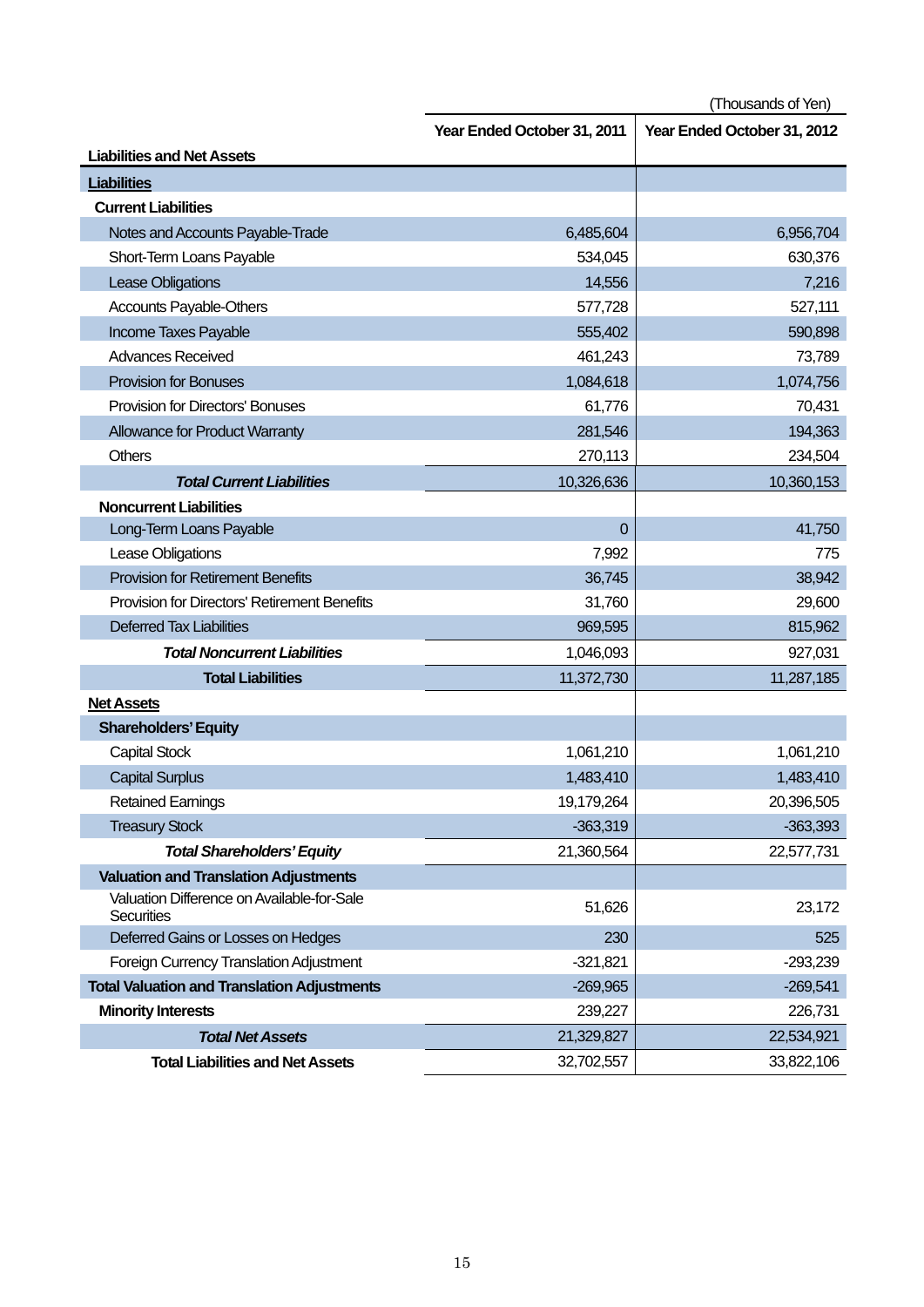(Thousands of Yen)

| Liabilities and Net Assets | Year Ended October 31, 2011 | Year Ended October 31, 2012 |
|---|---|---|
| **Liabilities** | | |
| **Current Liabilities** | | |
| Notes and Accounts Payable-Trade | 6,485,604 | 6,956,704 |
| Short-Term Loans Payable | 534,045 | 630,376 |
| Lease Obligations | 14,556 | 7,216 |
| Accounts Payable-Others | 577,728 | 527,111 |
| Income Taxes Payable | 555,402 | 590,898 |
| Advances Received | 461,243 | 73,789 |
| Provision for Bonuses | 1,084,618 | 1,074,756 |
| Provision for Directors' Bonuses | 61,776 | 70,431 |
| Allowance for Product Warranty | 281,546 | 194,363 |
| Others | 270,113 | 234,504 |
| ***Total Current Liabilities*** | 10,326,636 | 10,360,153 |
| **Noncurrent Liabilities** | | |
| Long-Term Loans Payable | 0 | 41,750 |
| Lease Obligations | 7,992 | 775 |
| Provision for Retirement Benefits | 36,745 | 38,942 |
| Provision for Directors' Retirement Benefits | 31,760 | 29,600 |
| Deferred Tax Liabilities | 969,595 | 815,962 |
| ***Total Noncurrent Liabilities*** | 1,046,093 | 927,031 |
| **Total Liabilities** | 11,372,730 | 11,287,185 |
| **Net Assets** | | |
| **Shareholders' Equity** | | |
| Capital Stock | 1,061,210 | 1,061,210 |
| Capital Surplus | 1,483,410 | 1,483,410 |
| Retained Earnings | 19,179,264 | 20,396,505 |
| Treasury Stock | -363,319 | -363,393 |
| ***Total Shareholders' Equity*** | 21,360,564 | 22,577,731 |
| **Valuation and Translation Adjustments** | | |
| Valuation Difference on Available-for-Sale Securities | 51,626 | 23,172 |
| Deferred Gains or Losses on Hedges | 230 | 525 |
| Foreign Currency Translation Adjustment | -321,821 | -293,239 |
| **Total Valuation and Translation Adjustments** | -269,965 | -269,541 |
| **Minority Interests** | 239,227 | 226,731 |
| ***Total Net Assets*** | 21,329,827 | 22,534,921 |
| **Total Liabilities and Net Assets** | 32,702,557 | 33,822,106 |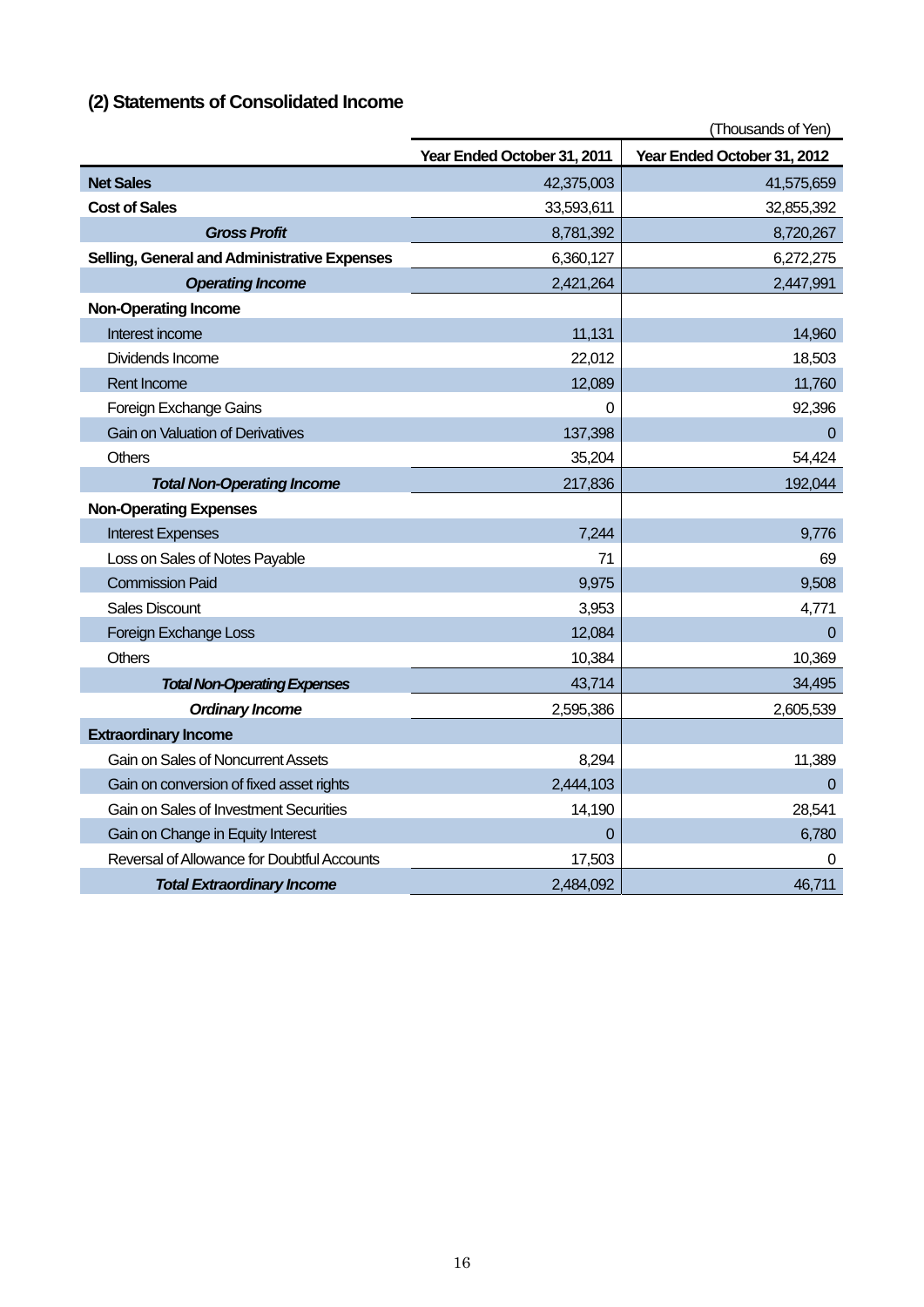## (2) Statements of Consolidated Income

(Thousands of Yen)

| | Year Ended October 31, 2011 | Year Ended October 31, 2012 |
|---|---|---|
| **Net Sales** | 42,375,003 | 41,575,659 |
| **Cost of Sales** | 33,593,611 | 32,855,392 |
| ***Gross Profit*** | 8,781,392 | 8,720,267 |
| **Selling, General and Administrative Expenses** | 6,360,127 | 6,272,275 |
| ***Operating Income*** | 2,421,264 | 2,447,991 |
| **Non-Operating Income** | | |
| Interest income | 11,131 | 14,960 |
| Dividends Income | 22,012 | 18,503 |
| Rent Income | 12,089 | 11,760 |
| Foreign Exchange Gains | 0 | 92,396 |
| Gain on Valuation of Derivatives | 137,398 | 0 |
| Others | 35,204 | 54,424 |
| ***Total Non-Operating Income*** | 217,836 | 192,044 |
| **Non-Operating Expenses** | | |
| Interest Expenses | 7,244 | 9,776 |
| Loss on Sales of Notes Payable | 71 | 69 |
| Commission Paid | 9,975 | 9,508 |
| Sales Discount | 3,953 | 4,771 |
| Foreign Exchange Loss | 12,084 | 0 |
| Others | 10,384 | 10,369 |
| ***Total Non-Operating Expenses*** | 43,714 | 34,495 |
| ***Ordinary Income*** | 2,595,386 | 2,605,539 |
| **Extraordinary Income** | | |
| Gain on Sales of Noncurrent Assets | 8,294 | 11,389 |
| Gain on conversion of fixed asset rights | 2,444,103 | 0 |
| Gain on Sales of Investment Securities | 14,190 | 28,541 |
| Gain on Change in Equity Interest | 0 | 6,780 |
| Reversal of Allowance for Doubtful Accounts | 17,503 | 0 |
| ***Total Extraordinary Income*** | 2,484,092 | 46,711 |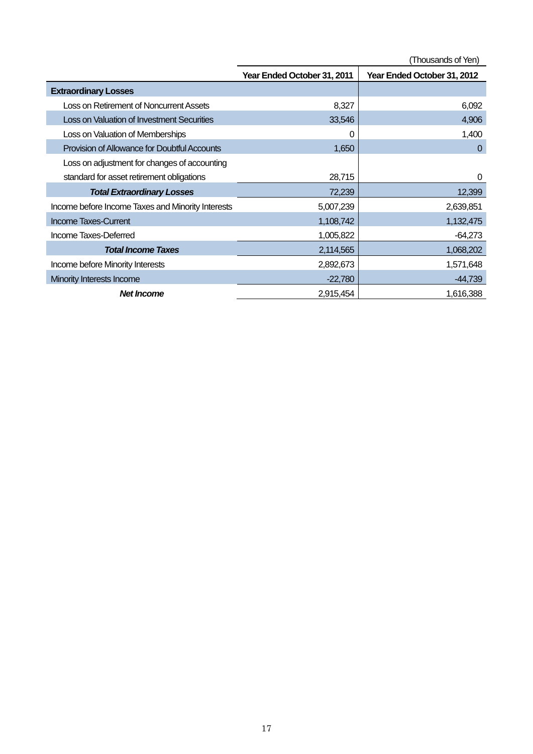(Thousands of Yen)

| | Year Ended October 31, 2011 | Year Ended October 31, 2012 |
|---|---|---|
| **Extraordinary Losses** | | |
| Loss on Retirement of Noncurrent Assets | 8,327 | 6,092 |
| Loss on Valuation of Investment Securities | 33,546 | 4,906 |
| Loss on Valuation of Memberships | 0 | 1,400 |
| Provision of Allowance for Doubtful Accounts | 1,650 | 0 |
| Loss on adjustment for changes of accounting standard for asset retirement obligations | 28,715 | 0 |
| ***Total Extraordinary Losses*** | 72,239 | 12,399 |
| Income before Income Taxes and Minority Interests | 5,007,239 | 2,639,851 |
| Income Taxes-Current | 1,108,742 | 1,132,475 |
| Income Taxes-Deferred | 1,005,822 | -64,273 |
| ***Total Income Taxes*** | 2,114,565 | 1,068,202 |
| Income before Minority Interests | 2,892,673 | 1,571,648 |
| Minority Interests Income | -22,780 | -44,739 |
| ***Net Income*** | 2,915,454 | 1,616,388 |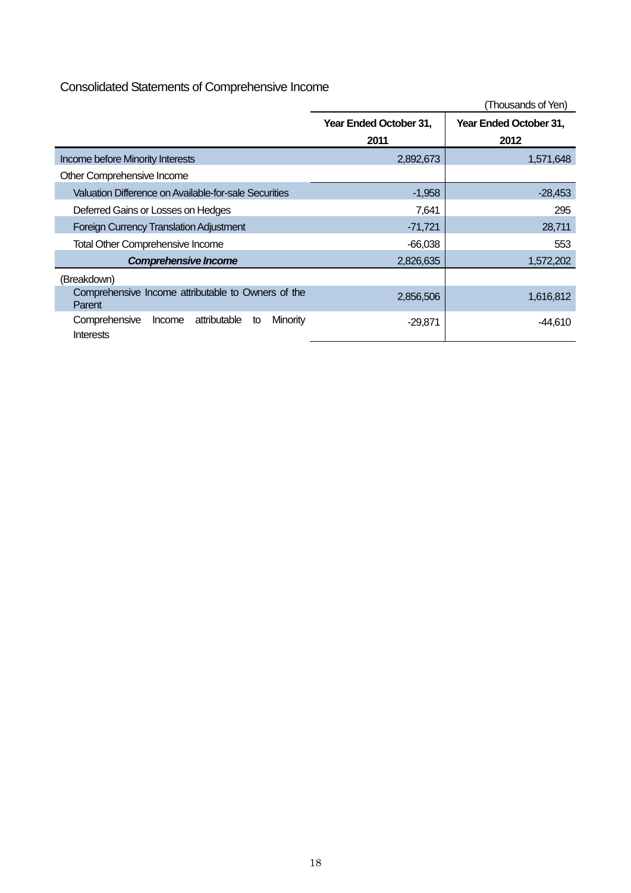## Consolidated Statements of Comprehensive Income

(Thousands of Yen)

| | Year Ended October 31, 2011 | Year Ended October 31, 2012 |
|---|---|---|
| Income before Minority Interests | 2,892,673 | 1,571,648 |
| Other Comprehensive Income | | |
| Valuation Difference on Available-for-sale Securities | -1,958 | -28,453 |
| Deferred Gains or Losses on Hedges | 7,641 | 295 |
| Foreign Currency Translation Adjustment | -71,721 | 28,711 |
| Total Other Comprehensive Income | -66,038 | 553 |
| ***Comprehensive Income*** | 2,826,635 | 1,572,202 |
| (Breakdown) | | |
| Comprehensive Income attributable to Owners of the Parent | 2,856,506 | 1,616,812 |
| Comprehensive Income attributable to Minority Interests | -29,871 | -44,610 |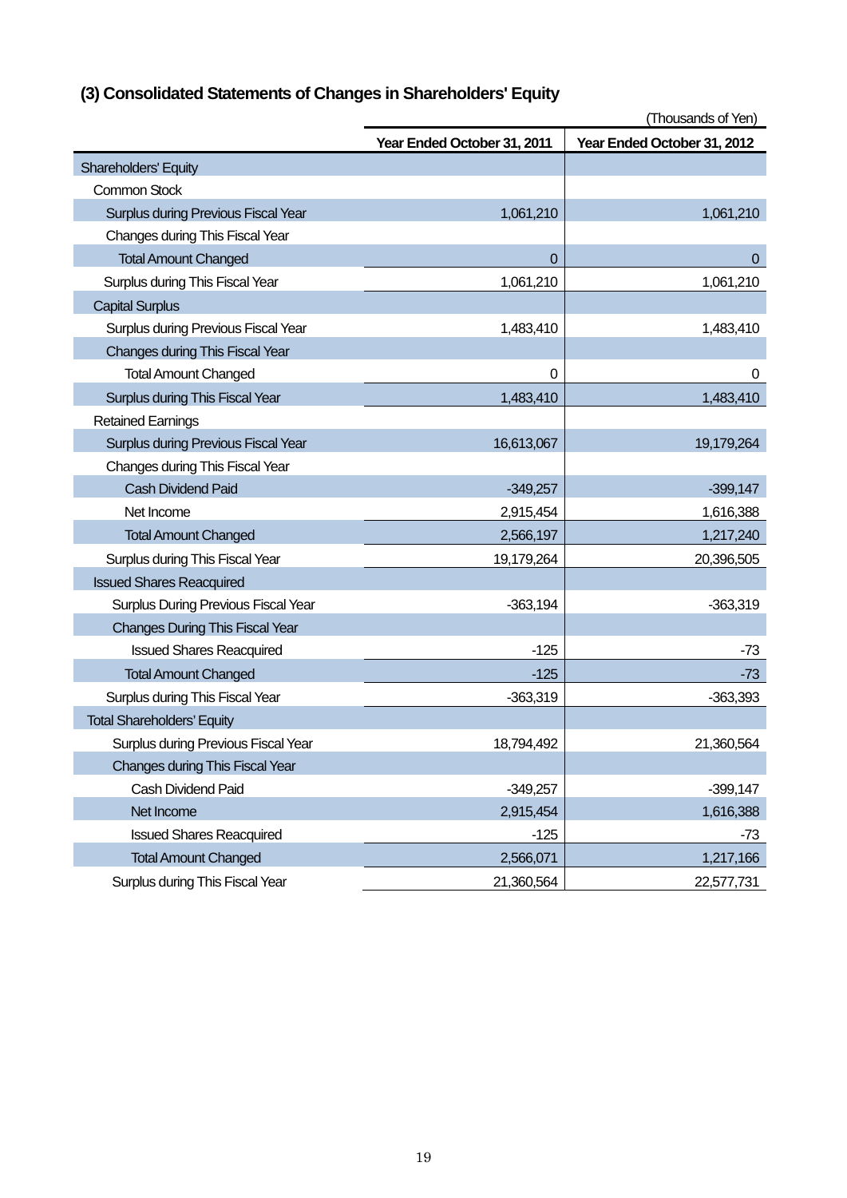## (3) Consolidated Statements of Changes in Shareholders' Equity

(Thousands of Yen)

| | Year Ended October 31, 2011 | Year Ended October 31, 2012 |
|---|---|---|
| Shareholders' Equity | | |
| Common Stock | | |
| Surplus during Previous Fiscal Year | 1,061,210 | 1,061,210 |
| Changes during This Fiscal Year | | |
| Total Amount Changed | 0 | 0 |
| Surplus during This Fiscal Year | 1,061,210 | 1,061,210 |
| Capital Surplus | | |
| Surplus during Previous Fiscal Year | 1,483,410 | 1,483,410 |
| Changes during This Fiscal Year | | |
| Total Amount Changed | 0 | 0 |
| Surplus during This Fiscal Year | 1,483,410 | 1,483,410 |
| Retained Earnings | | |
| Surplus during Previous Fiscal Year | 16,613,067 | 19,179,264 |
| Changes during This Fiscal Year | | |
| Cash Dividend Paid | -349,257 | -399,147 |
| Net Income | 2,915,454 | 1,616,388 |
| Total Amount Changed | 2,566,197 | 1,217,240 |
| Surplus during This Fiscal Year | 19,179,264 | 20,396,505 |
| Issued Shares Reacquired | | |
| Surplus During Previous Fiscal Year | -363,194 | -363,319 |
| Changes During This Fiscal Year | | |
| Issued Shares Reacquired | -125 | -73 |
| Total Amount Changed | -125 | -73 |
| Surplus during This Fiscal Year | -363,319 | -363,393 |
| Total Shareholders' Equity | | |
| Surplus during Previous Fiscal Year | 18,794,492 | 21,360,564 |
| Changes during This Fiscal Year | | |
| Cash Dividend Paid | -349,257 | -399,147 |
| Net Income | 2,915,454 | 1,616,388 |
| Issued Shares Reacquired | -125 | -73 |
| Total Amount Changed | 2,566,071 | 1,217,166 |
| Surplus during This Fiscal Year | 21,360,564 | 22,577,731 |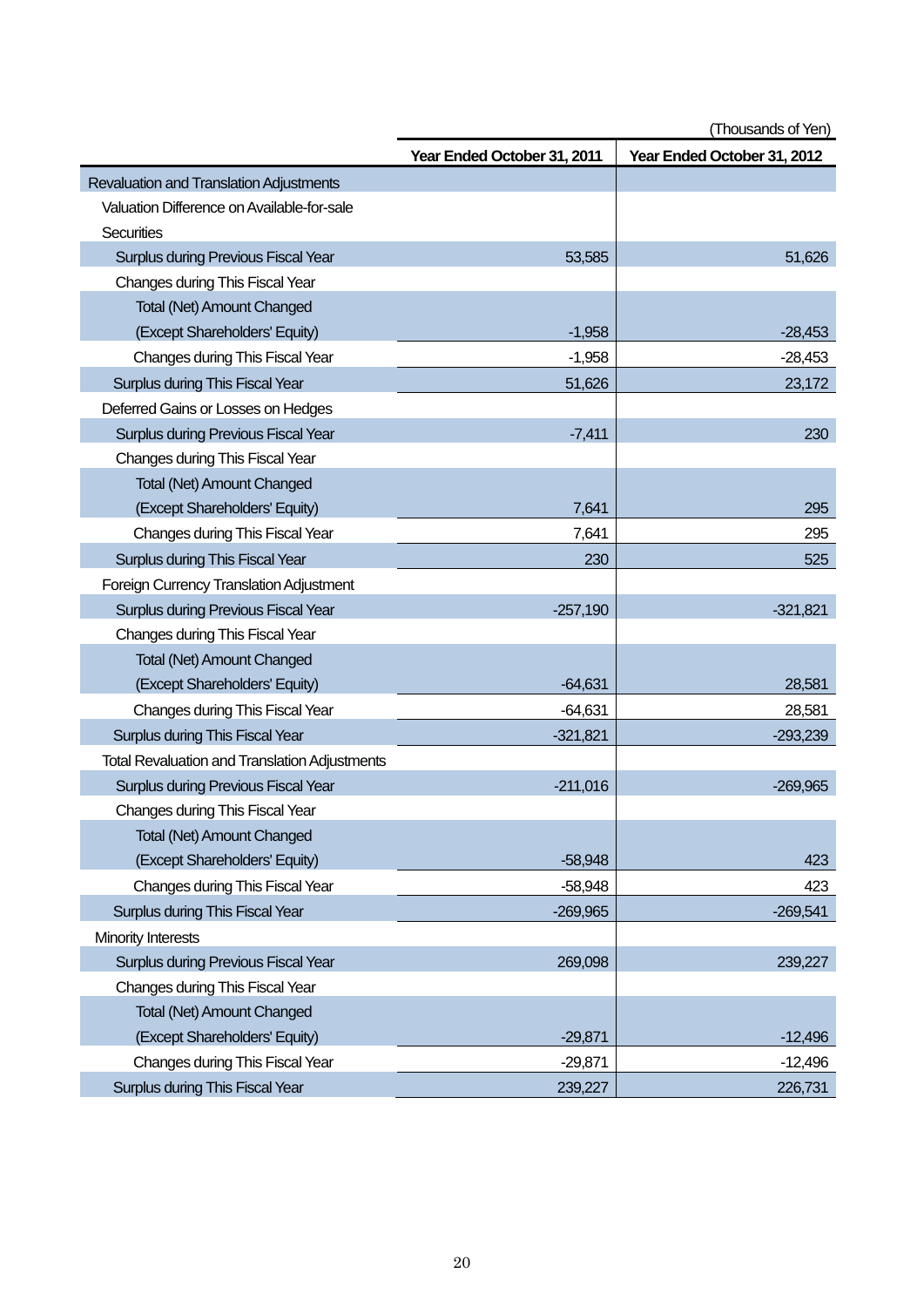(Thousands of Yen)

| | Year Ended October 31, 2011 | Year Ended October 31, 2012 |
|---|---|---|
| Revaluation and Translation Adjustments | | |
| Valuation Difference on Available-for-sale Securities | | |
| Surplus during Previous Fiscal Year | 53,585 | 51,626 |
| Changes during This Fiscal Year | | |
| Total (Net) Amount Changed (Except Shareholders' Equity) | -1,958 | -28,453 |
| Changes during This Fiscal Year | -1,958 | -28,453 |
| Surplus during This Fiscal Year | 51,626 | 23,172 |
| Deferred Gains or Losses on Hedges | | |
| Surplus during Previous Fiscal Year | -7,411 | 230 |
| Changes during This Fiscal Year | | |
| Total (Net) Amount Changed (Except Shareholders' Equity) | 7,641 | 295 |
| Changes during This Fiscal Year | 7,641 | 295 |
| Surplus during This Fiscal Year | 230 | 525 |
| Foreign Currency Translation Adjustment | | |
| Surplus during Previous Fiscal Year | -257,190 | -321,821 |
| Changes during This Fiscal Year | | |
| Total (Net) Amount Changed (Except Shareholders' Equity) | -64,631 | 28,581 |
| Changes during This Fiscal Year | -64,631 | 28,581 |
| Surplus during This Fiscal Year | -321,821 | -293,239 |
| Total Revaluation and Translation Adjustments | | |
| Surplus during Previous Fiscal Year | -211,016 | -269,965 |
| Changes during This Fiscal Year | | |
| Total (Net) Amount Changed (Except Shareholders' Equity) | -58,948 | 423 |
| Changes during This Fiscal Year | -58,948 | 423 |
| Surplus during This Fiscal Year | -269,965 | -269,541 |
| Minority Interests | | |
| Surplus during Previous Fiscal Year | 269,098 | 239,227 |
| Changes during This Fiscal Year | | |
| Total (Net) Amount Changed (Except Shareholders' Equity) | -29,871 | -12,496 |
| Changes during This Fiscal Year | -29,871 | -12,496 |
| Surplus during This Fiscal Year | 239,227 | 226,731 |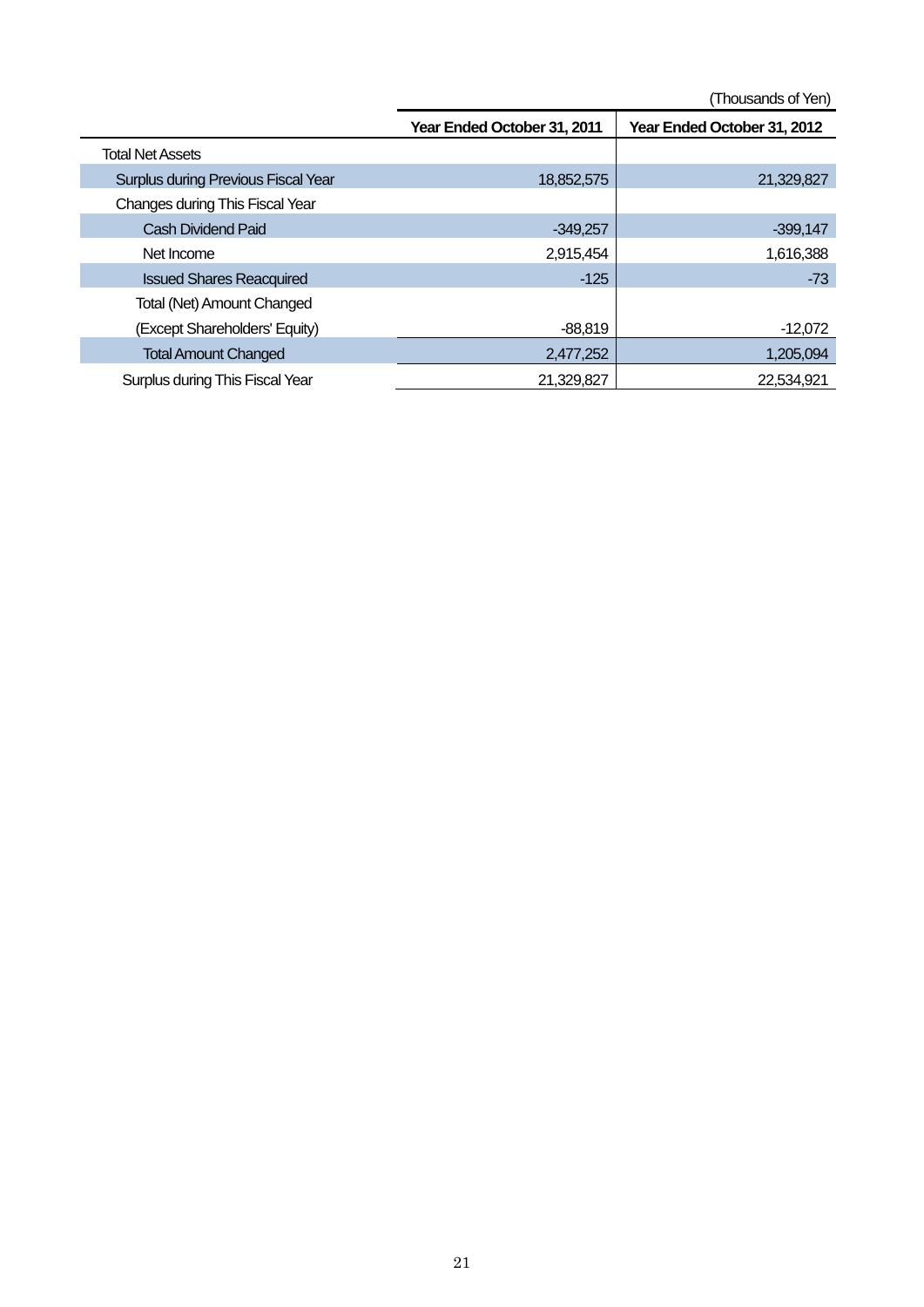(Thousands of Yen)

| | Year Ended October 31, 2011 | Year Ended October 31, 2012 |
|---|---|---|
| Total Net Assets | | |
| Surplus during Previous Fiscal Year | 18,852,575 | 21,329,827 |
| Changes during This Fiscal Year | | |
| Cash Dividend Paid | -349,257 | -399,147 |
| Net Income | 2,915,454 | 1,616,388 |
| Issued Shares Reacquired | -125 | -73 |
| Total (Net) Amount Changed (Except Shareholders' Equity) | -88,819 | -12,072 |
| Total Amount Changed | 2,477,252 | 1,205,094 |
| Surplus during This Fiscal Year | 21,329,827 | 22,534,921 |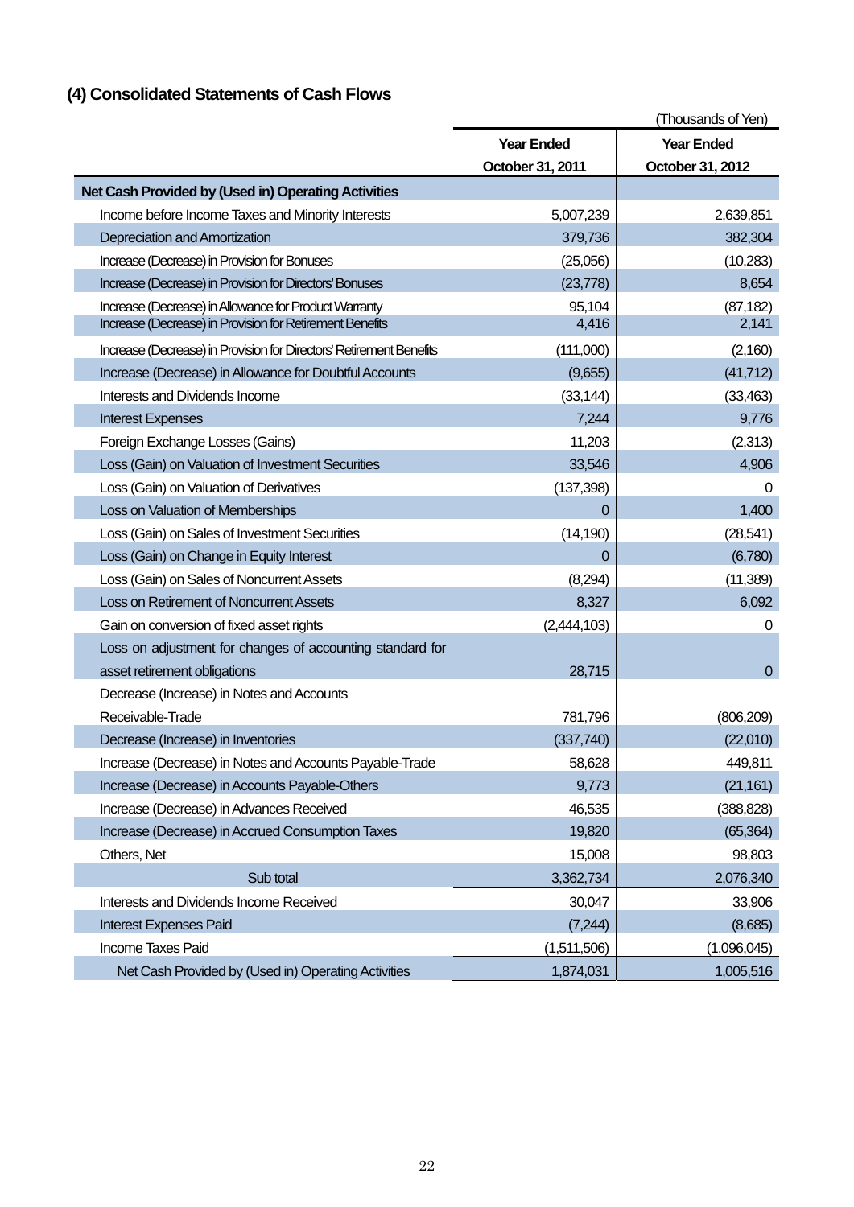## (4) Consolidated Statements of Cash Flows

(Thousands of Yen)

| | Year Ended October 31, 2011 | Year Ended October 31, 2012 |
|---|---|---|
| **Net Cash Provided by (Used in) Operating Activities** | | |
| Income before Income Taxes and Minority Interests | 5,007,239 | 2,639,851 |
| Depreciation and Amortization | 379,736 | 382,304 |
| Increase (Decrease) in Provision for Bonuses | (25,056) | (10,283) |
| Increase (Decrease) in Provision for Directors' Bonuses | (23,778) | 8,654 |
| Increase (Decrease) in Allowance for Product Warranty | 95,104 | (87,182) |
| Increase (Decrease) in Provision for Retirement Benefits | 4,416 | 2,141 |
| Increase (Decrease) in Provision for Directors' Retirement Benefits | (111,000) | (2,160) |
| Increase (Decrease) in Allowance for Doubtful Accounts | (9,655) | (41,712) |
| Interests and Dividends Income | (33,144) | (33,463) |
| Interest Expenses | 7,244 | 9,776 |
| Foreign Exchange Losses (Gains) | 11,203 | (2,313) |
| Loss (Gain) on Valuation of Investment Securities | 33,546 | 4,906 |
| Loss (Gain) on Valuation of Derivatives | (137,398) | 0 |
| Loss on Valuation of Memberships | 0 | 1,400 |
| Loss (Gain) on Sales of Investment Securities | (14,190) | (28,541) |
| Loss (Gain) on Change in Equity Interest | 0 | (6,780) |
| Loss (Gain) on Sales of Noncurrent Assets | (8,294) | (11,389) |
| Loss on Retirement of Noncurrent Assets | 8,327 | 6,092 |
| Gain on conversion of fixed asset rights | (2,444,103) | 0 |
| Loss on adjustment for changes of accounting standard for asset retirement obligations | 28,715 | 0 |
| Decrease (Increase) in Notes and Accounts Receivable-Trade | 781,796 | (806,209) |
| Decrease (Increase) in Inventories | (337,740) | (22,010) |
| Increase (Decrease) in Notes and Accounts Payable-Trade | 58,628 | 449,811 |
| Increase (Decrease) in Accounts Payable-Others | 9,773 | (21,161) |
| Increase (Decrease) in Advances Received | 46,535 | (388,828) |
| Increase (Decrease) in Accrued Consumption Taxes | 19,820 | (65,364) |
| Others, Net | 15,008 | 98,803 |
| Sub total | 3,362,734 | 2,076,340 |
| Interests and Dividends Income Received | 30,047 | 33,906 |
| Interest Expenses Paid | (7,244) | (8,685) |
| Income Taxes Paid | (1,511,506) | (1,096,045) |
| Net Cash Provided by (Used in) Operating Activities | 1,874,031 | 1,005,516 |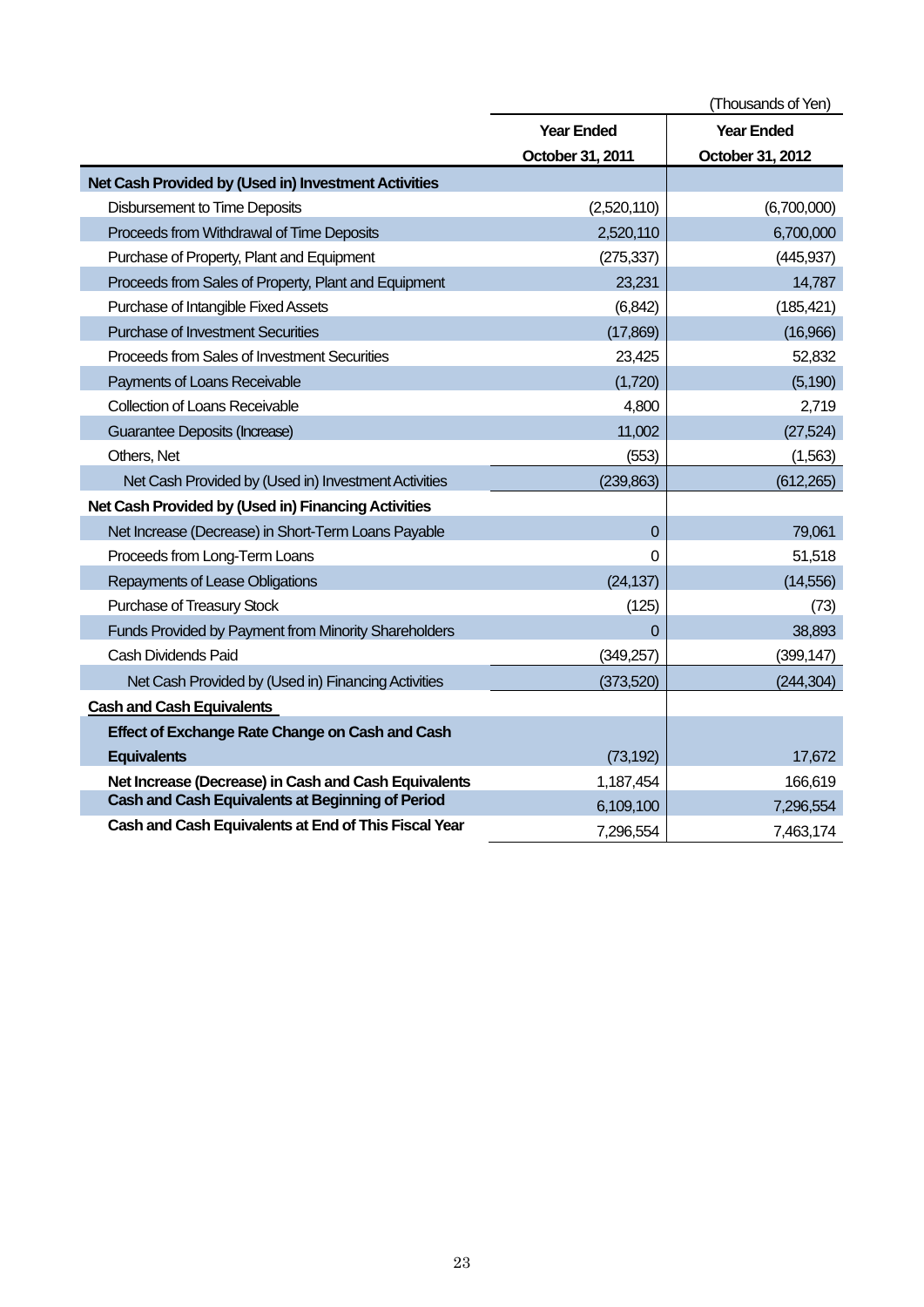(Thousands of Yen)

| | Year Ended October 31, 2011 | Year Ended October 31, 2012 |
|---|---|---|
| **Net Cash Provided by (Used in) Investment Activities** | | |
| Disbursement to Time Deposits | (2,520,110) | (6,700,000) |
| Proceeds from Withdrawal of Time Deposits | 2,520,110 | 6,700,000 |
| Purchase of Property, Plant and Equipment | (275,337) | (445,937) |
| Proceeds from Sales of Property, Plant and Equipment | 23,231 | 14,787 |
| Purchase of Intangible Fixed Assets | (6,842) | (185,421) |
| Purchase of Investment Securities | (17,869) | (16,966) |
| Proceeds from Sales of Investment Securities | 23,425 | 52,832 |
| Payments of Loans Receivable | (1,720) | (5,190) |
| Collection of Loans Receivable | 4,800 | 2,719 |
| Guarantee Deposits (Increase) | 11,002 | (27,524) |
| Others, Net | (553) | (1,563) |
| Net Cash Provided by (Used in) Investment Activities | (239,863) | (612,265) |
| **Net Cash Provided by (Used in) Financing Activities** | | |
| Net Increase (Decrease) in Short-Term Loans Payable | 0 | 79,061 |
| Proceeds from Long-Term Loans | 0 | 51,518 |
| Repayments of Lease Obligations | (24,137) | (14,556) |
| Purchase of Treasury Stock | (125) | (73) |
| Funds Provided by Payment from Minority Shareholders | 0 | 38,893 |
| Cash Dividends Paid | (349,257) | (399,147) |
| Net Cash Provided by (Used in) Financing Activities | (373,520) | (244,304) |
| **Cash and Cash Equivalents** | | |
| **Effect of Exchange Rate Change on Cash and Cash Equivalents** | (73,192) | 17,672 |
| **Net Increase (Decrease) in Cash and Cash Equivalents** | 1,187,454 | 166,619 |
| **Cash and Cash Equivalents at Beginning of Period** | 6,109,100 | 7,296,554 |
| **Cash and Cash Equivalents at End of This Fiscal Year** | 7,296,554 | 7,463,174 |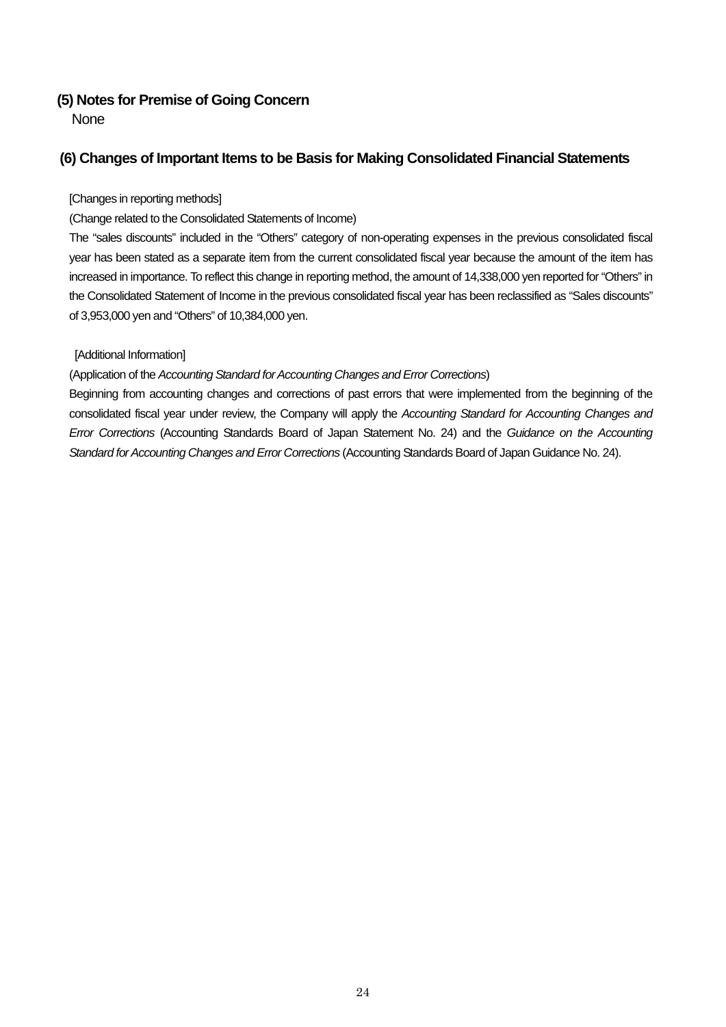## (5) Notes for Premise of Going Concern

None

## (6) Changes of Important Items to be Basis for Making Consolidated Financial Statements

[Changes in reporting methods]

(Change related to the Consolidated Statements of Income)

The "sales discounts" included in the "Others" category of non-operating expenses in the previous consolidated fiscal year has been stated as a separate item from the current consolidated fiscal year because the amount of the item has increased in importance. To reflect this change in reporting method, the amount of 14,338,000 yen reported for "Others" in the Consolidated Statement of Income in the previous consolidated fiscal year has been reclassified as "Sales discounts" of 3,953,000 yen and "Others" of 10,384,000 yen.

[Additional Information]

(Application of the *Accounting Standard for Accounting Changes and Error Corrections*)

Beginning from accounting changes and corrections of past errors that were implemented from the beginning of the consolidated fiscal year under review, the Company will apply the *Accounting Standard for Accounting Changes and Error Corrections* (Accounting Standards Board of Japan Statement No. 24) and the *Guidance on the Accounting Standard for Accounting Changes and Error Corrections* (Accounting Standards Board of Japan Guidance No. 24).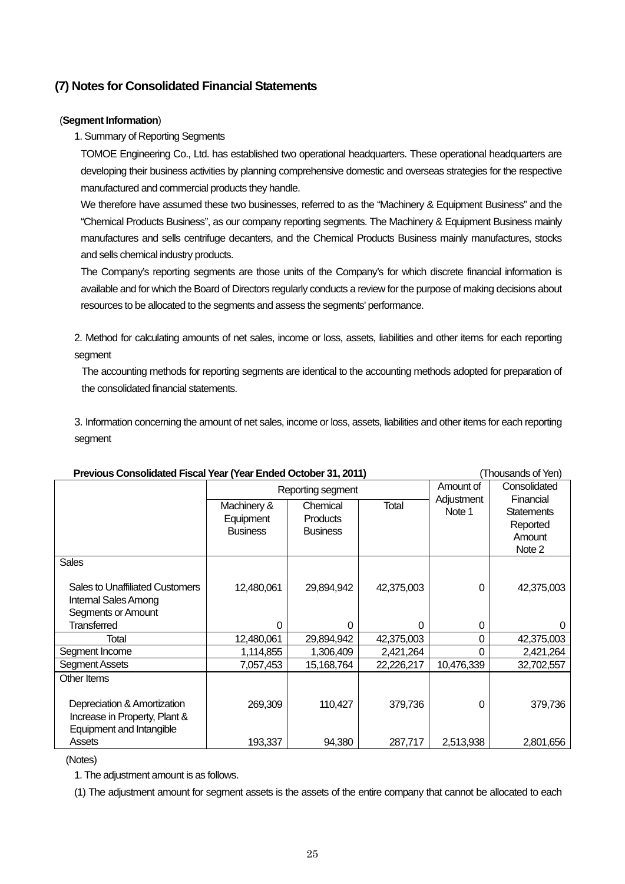## (7) Notes for Consolidated Financial Statements

(**Segment Information**)

1. Summary of Reporting Segments

TOMOE Engineering Co., Ltd. has established two operational headquarters. These operational headquarters are developing their business activities by planning comprehensive domestic and overseas strategies for the respective manufactured and commercial products they handle.

We therefore have assumed these two businesses, referred to as the "Machinery & Equipment Business" and the "Chemical Products Business", as our company reporting segments. The Machinery & Equipment Business mainly manufactures and sells centrifuge decanters, and the Chemical Products Business mainly manufactures, stocks and sells chemical industry products.

The Company's reporting segments are those units of the Company's for which discrete financial information is available and for which the Board of Directors regularly conducts a review for the purpose of making decisions about resources to be allocated to the segments and assess the segments' performance.

2. Method for calculating amounts of net sales, income or loss, assets, liabilities and other items for each reporting segment

The accounting methods for reporting segments are identical to the accounting methods adopted for preparation of the consolidated financial statements.

3. Information concerning the amount of net sales, income or loss, assets, liabilities and other items for each reporting segment

**Previous Consolidated Fiscal Year (Year Ended October 31, 2011)** (Thousands of Yen)

| | Reporting segment | | | Amount of Adjustment Note 1 | Consolidated Financial Statements Reported Amount Note 2 |
|---|---|---|---|---|---|
| | Machinery & Equipment Business | Chemical Products Business | Total | | |
| Sales | | | | | |
| Sales to Unaffiliated Customers | 12,480,061 | 29,894,942 | 42,375,003 | 0 | 42,375,003 |
| Internal Sales Among Segments or Amount Transferred | 0 | 0 | 0 | 0 | 0 |
| Total | 12,480,061 | 29,894,942 | 42,375,003 | 0 | 42,375,003 |
| Segment Income | 1,114,855 | 1,306,409 | 2,421,264 | 0 | 2,421,264 |
| Segment Assets | 7,057,453 | 15,168,764 | 22,226,217 | 10,476,339 | 32,702,557 |
| Other Items | | | | | |
| Depreciation & Amortization | 269,309 | 110,427 | 379,736 | 0 | 379,736 |
| Increase in Property, Plant & Equipment and Intangible Assets | 193,337 | 94,380 | 287,717 | 2,513,938 | 2,801,656 |

(Notes)

1. The adjustment amount is as follows.

(1) The adjustment amount for segment assets is the assets of the entire company that cannot be allocated to each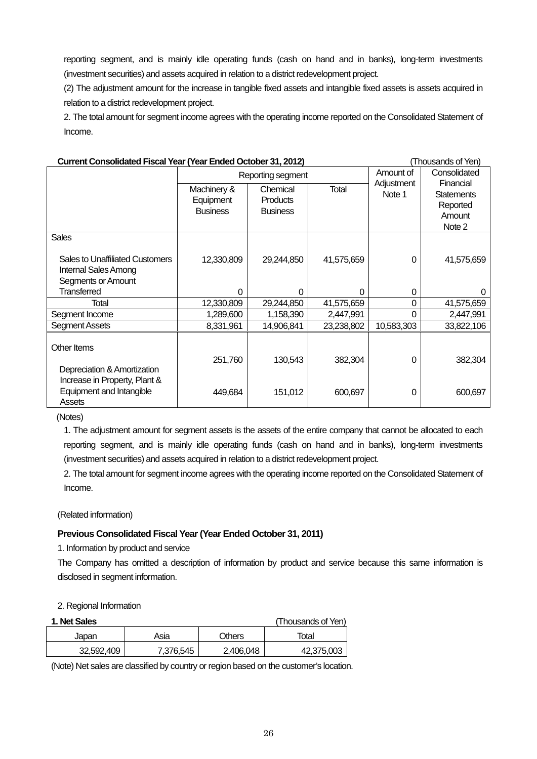reporting segment, and is mainly idle operating funds (cash on hand and in banks), long-term investments (investment securities) and assets acquired in relation to a district redevelopment project.

(2) The adjustment amount for the increase in tangible fixed assets and intangible fixed assets is assets acquired in relation to a district redevelopment project.

2. The total amount for segment income agrees with the operating income reported on the Consolidated Statement of Income.

**Current Consolidated Fiscal Year (Year Ended October 31, 2012)** (Thousands of Yen)

| | Reporting segment | | | Amount of Adjustment Note 1 | Consolidated Financial Statements Reported Amount Note 2 |
|---|---|---|---|---|---|
| | Machinery & Equipment Business | Chemical Products Business | Total | | |
| Sales | | | | | |
| Sales to Unaffiliated Customers | 12,330,809 | 29,244,850 | 41,575,659 | 0 | 41,575,659 |
| Internal Sales Among Segments or Amount Transferred | 0 | 0 | 0 | 0 | 0 |
| Total | 12,330,809 | 29,244,850 | 41,575,659 | 0 | 41,575,659 |
| Segment Income | 1,289,600 | 1,158,390 | 2,447,991 | 0 | 2,447,991 |
| Segment Assets | 8,331,961 | 14,906,841 | 23,238,802 | 10,583,303 | 33,822,106 |
| Other Items | | | | | |
| Depreciation & Amortization | 251,760 | 130,543 | 382,304 | 0 | 382,304 |
| Increase in Property, Plant & Equipment and Intangible Assets | 449,684 | 151,012 | 600,697 | 0 | 600,697 |

(Notes)

1. The adjustment amount for segment assets is the assets of the entire company that cannot be allocated to each reporting segment, and is mainly idle operating funds (cash on hand and in banks), long-term investments (investment securities) and assets acquired in relation to a district redevelopment project.

2. The total amount for segment income agrees with the operating income reported on the Consolidated Statement of Income.

(Related information)

**Previous Consolidated Fiscal Year (Year Ended October 31, 2011)**

1. Information by product and service

The Company has omitted a description of information by product and service because this same information is disclosed in segment information.

2. Regional Information

**1. Net Sales** (Thousands of Yen)

| Japan | Asia | Others | Total |
|---|---|---|---|
| 32,592,409 | 7,376,545 | 2,406,048 | 42,375,003 |

(Note) Net sales are classified by country or region based on the customer's location.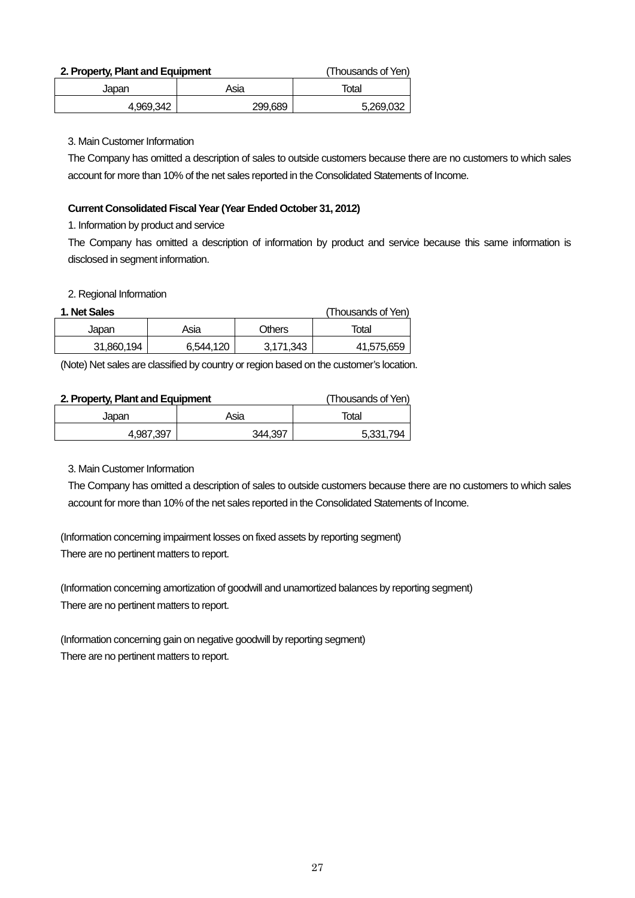**2. Property, Plant and Equipment** (Thousands of Yen)

| Japan | Asia | Total |
|---|---|---|
| 4,969,342 | 299,689 | 5,269,032 |

3. Main Customer Information

The Company has omitted a description of sales to outside customers because there are no customers to which sales account for more than 10% of the net sales reported in the Consolidated Statements of Income.

**Current Consolidated Fiscal Year (Year Ended October 31, 2012)**

1. Information by product and service

The Company has omitted a description of information by product and service because this same information is disclosed in segment information.

2. Regional Information

**1. Net Sales** (Thousands of Yen)

| Japan | Asia | Others | Total |
|---|---|---|---|
| 31,860,194 | 6,544,120 | 3,171,343 | 41,575,659 |

(Note) Net sales are classified by country or region based on the customer's location.

**2. Property, Plant and Equipment** (Thousands of Yen)

| Japan | Asia | Total |
|---|---|---|
| 4,987,397 | 344,397 | 5,331,794 |

3. Main Customer Information

The Company has omitted a description of sales to outside customers because there are no customers to which sales account for more than 10% of the net sales reported in the Consolidated Statements of Income.

(Information concerning impairment losses on fixed assets by reporting segment)
There are no pertinent matters to report.

(Information concerning amortization of goodwill and unamortized balances by reporting segment)
There are no pertinent matters to report.

(Information concerning gain on negative goodwill by reporting segment)
There are no pertinent matters to report.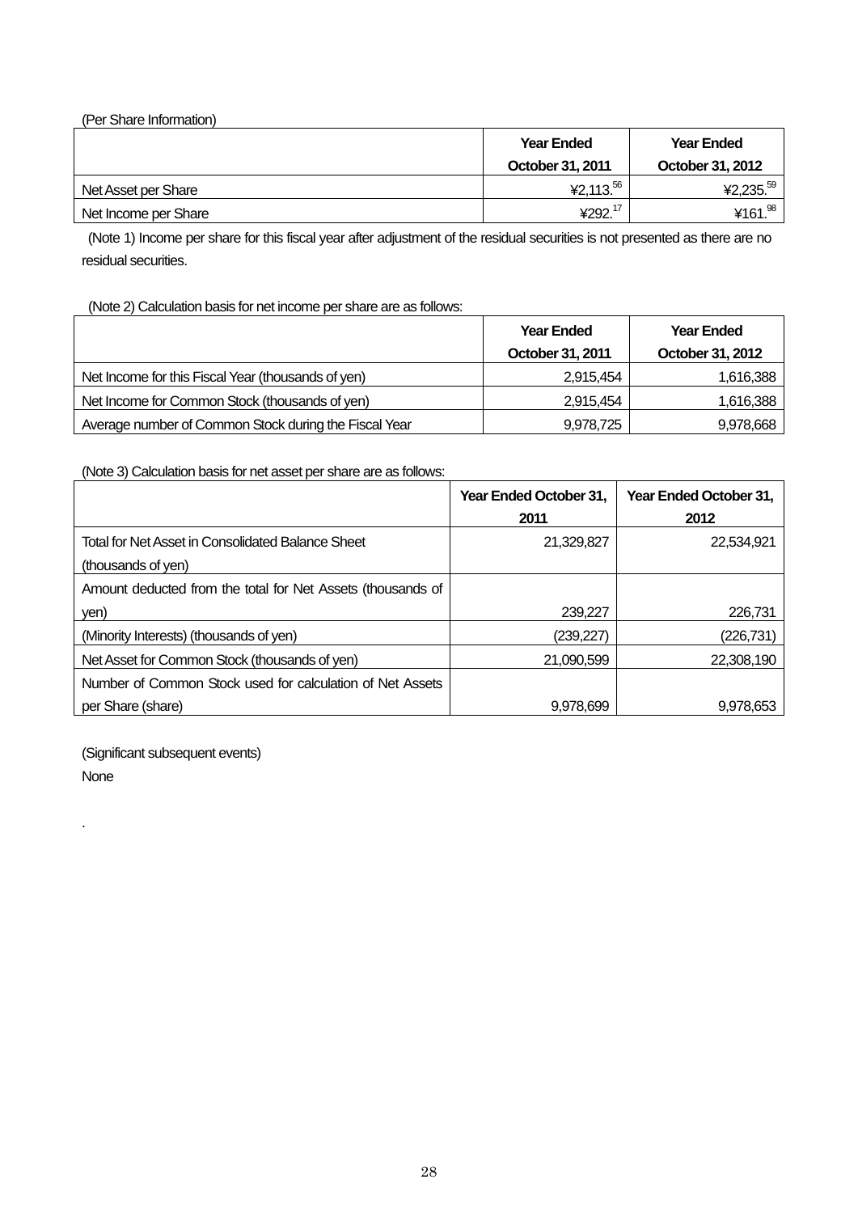(Per Share Information)

| | Year Ended October 31, 2011 | Year Ended October 31, 2012 |
|---|---|---|
| Net Asset per Share | ¥2,113.56 | ¥2,235.59 |
| Net Income per Share | ¥292.17 | ¥161.98 |

(Note 1) Income per share for this fiscal year after adjustment of the residual securities is not presented as there are no residual securities.

(Note 2) Calculation basis for net income per share are as follows:

| | Year Ended October 31, 2011 | Year Ended October 31, 2012 |
|---|---|---|
| Net Income for this Fiscal Year (thousands of yen) | 2,915,454 | 1,616,388 |
| Net Income for Common Stock (thousands of yen) | 2,915,454 | 1,616,388 |
| Average number of Common Stock during the Fiscal Year | 9,978,725 | 9,978,668 |

(Note 3) Calculation basis for net asset per share are as follows:

| | Year Ended October 31, 2011 | Year Ended October 31, 2012 |
|---|---|---|
| Total for Net Asset in Consolidated Balance Sheet (thousands of yen) | 21,329,827 | 22,534,921 |
| Amount deducted from the total for Net Assets (thousands of yen) | 239,227 | 226,731 |
| (Minority Interests) (thousands of yen) | (239,227) | (226,731) |
| Net Asset for Common Stock (thousands of yen) | 21,090,599 | 22,308,190 |
| Number of Common Stock used for calculation of Net Assets per Share (share) | 9,978,699 | 9,978,653 |

(Significant subsequent events)

None

.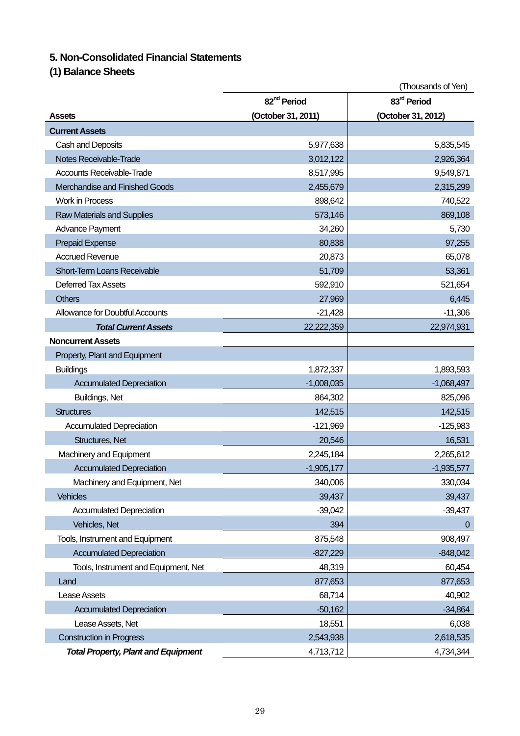## 5. Non-Consolidated Financial Statements

### (1) Balance Sheets

(Thousands of Yen)

| Assets | 82nd Period (October 31, 2011) | 83rd Period (October 31, 2012) |
|---|---|---|
| **Current Assets** | | |
| Cash and Deposits | 5,977,638 | 5,835,545 |
| Notes Receivable-Trade | 3,012,122 | 2,926,364 |
| Accounts Receivable-Trade | 8,517,995 | 9,549,871 |
| Merchandise and Finished Goods | 2,455,679 | 2,315,299 |
| Work in Process | 898,642 | 740,522 |
| Raw Materials and Supplies | 573,146 | 869,108 |
| Advance Payment | 34,260 | 5,730 |
| Prepaid Expense | 80,838 | 97,255 |
| Accrued Revenue | 20,873 | 65,078 |
| Short-Term Loans Receivable | 51,709 | 53,361 |
| Deferred Tax Assets | 592,910 | 521,654 |
| Others | 27,969 | 6,445 |
| Allowance for Doubtful Accounts | -21,428 | -11,306 |
| ***Total Current Assets*** | 22,222,359 | 22,974,931 |
| **Noncurrent Assets** | | |
| Property, Plant and Equipment | | |
| Buildings | 1,872,337 | 1,893,593 |
| Accumulated Depreciation | -1,008,035 | -1,068,497 |
| Buildings, Net | 864,302 | 825,096 |
| Structures | 142,515 | 142,515 |
| Accumulated Depreciation | -121,969 | -125,983 |
| Structures, Net | 20,546 | 16,531 |
| Machinery and Equipment | 2,245,184 | 2,265,612 |
| Accumulated Depreciation | -1,905,177 | -1,935,577 |
| Machinery and Equipment, Net | 340,006 | 330,034 |
| Vehicles | 39,437 | 39,437 |
| Accumulated Depreciation | -39,042 | -39,437 |
| Vehicles, Net | 394 | 0 |
| Tools, Instrument and Equipment | 875,548 | 908,497 |
| Accumulated Depreciation | -827,229 | -848,042 |
| Tools, Instrument and Equipment, Net | 48,319 | 60,454 |
| Land | 877,653 | 877,653 |
| Lease Assets | 68,714 | 40,902 |
| Accumulated Depreciation | -50,162 | -34,864 |
| Lease Assets, Net | 18,551 | 6,038 |
| Construction in Progress | 2,543,938 | 2,618,535 |
| ***Total Property, Plant and Equipment*** | 4,713,712 | 4,734,344 |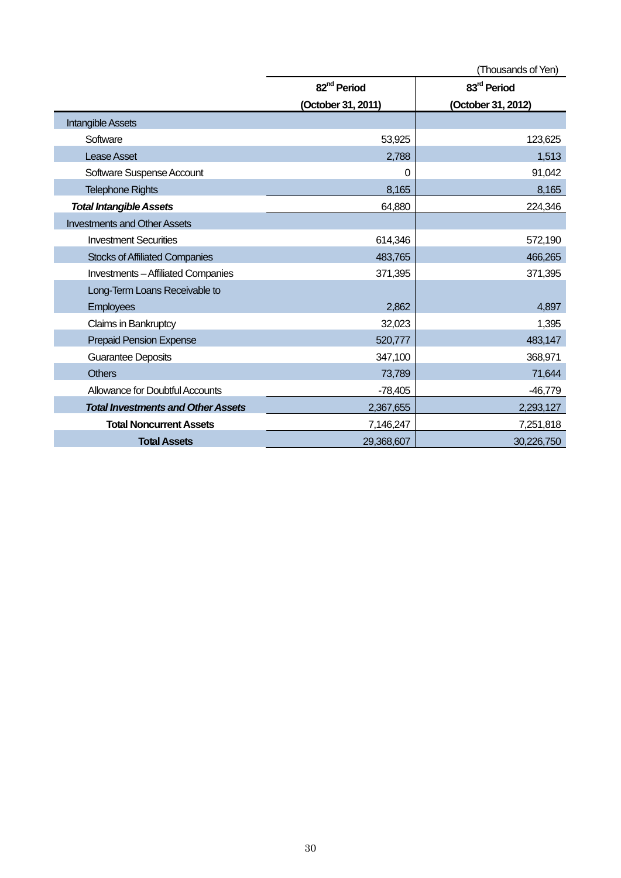(Thousands of Yen)

| | 82nd Period (October 31, 2011) | 83rd Period (October 31, 2012) |
|---|---|---|
| Intangible Assets | | |
| Software | 53,925 | 123,625 |
| Lease Asset | 2,788 | 1,513 |
| Software Suspense Account | 0 | 91,042 |
| Telephone Rights | 8,165 | 8,165 |
| ***Total Intangible Assets*** | 64,880 | 224,346 |
| Investments and Other Assets | | |
| Investment Securities | 614,346 | 572,190 |
| Stocks of Affiliated Companies | 483,765 | 466,265 |
| Investments – Affiliated Companies | 371,395 | 371,395 |
| Long-Term Loans Receivable to Employees | 2,862 | 4,897 |
| Claims in Bankruptcy | 32,023 | 1,395 |
| Prepaid Pension Expense | 520,777 | 483,147 |
| Guarantee Deposits | 347,100 | 368,971 |
| Others | 73,789 | 71,644 |
| Allowance for Doubtful Accounts | -78,405 | -46,779 |
| ***Total Investments and Other Assets*** | 2,367,655 | 2,293,127 |
| **Total Noncurrent Assets** | 7,146,247 | 7,251,818 |
| **Total Assets** | 29,368,607 | 30,226,750 |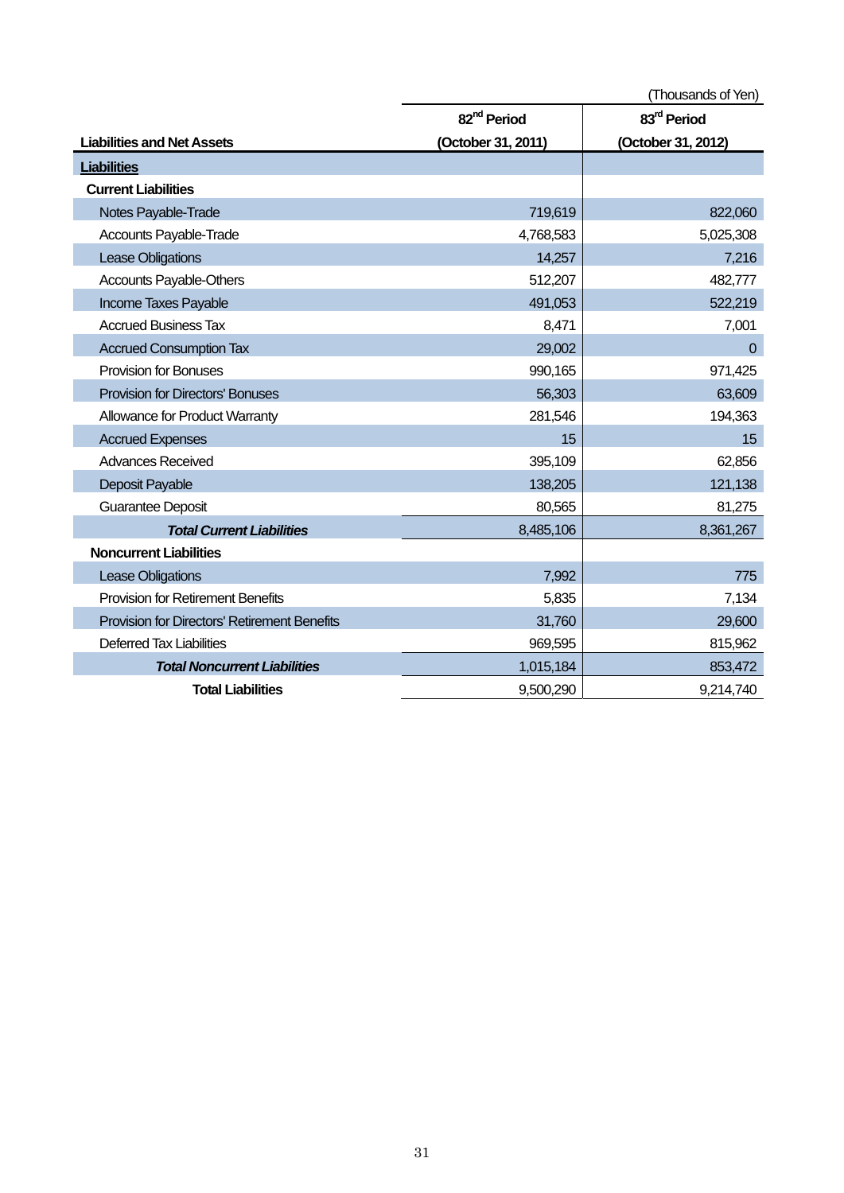(Thousands of Yen)

| Liabilities and Net Assets | 82nd Period (October 31, 2011) | 83rd Period (October 31, 2012) |
|---|---|---|
| **Liabilities** | | |
| **Current Liabilities** | | |
| Notes Payable-Trade | 719,619 | 822,060 |
| Accounts Payable-Trade | 4,768,583 | 5,025,308 |
| Lease Obligations | 14,257 | 7,216 |
| Accounts Payable-Others | 512,207 | 482,777 |
| Income Taxes Payable | 491,053 | 522,219 |
| Accrued Business Tax | 8,471 | 7,001 |
| Accrued Consumption Tax | 29,002 | 0 |
| Provision for Bonuses | 990,165 | 971,425 |
| Provision for Directors' Bonuses | 56,303 | 63,609 |
| Allowance for Product Warranty | 281,546 | 194,363 |
| Accrued Expenses | 15 | 15 |
| Advances Received | 395,109 | 62,856 |
| Deposit Payable | 138,205 | 121,138 |
| Guarantee Deposit | 80,565 | 81,275 |
| ***Total Current Liabilities*** | 8,485,106 | 8,361,267 |
| **Noncurrent Liabilities** | | |
| Lease Obligations | 7,992 | 775 |
| Provision for Retirement Benefits | 5,835 | 7,134 |
| Provision for Directors' Retirement Benefits | 31,760 | 29,600 |
| Deferred Tax Liabilities | 969,595 | 815,962 |
| ***Total Noncurrent Liabilities*** | 1,015,184 | 853,472 |
| **Total Liabilities** | 9,500,290 | 9,214,740 |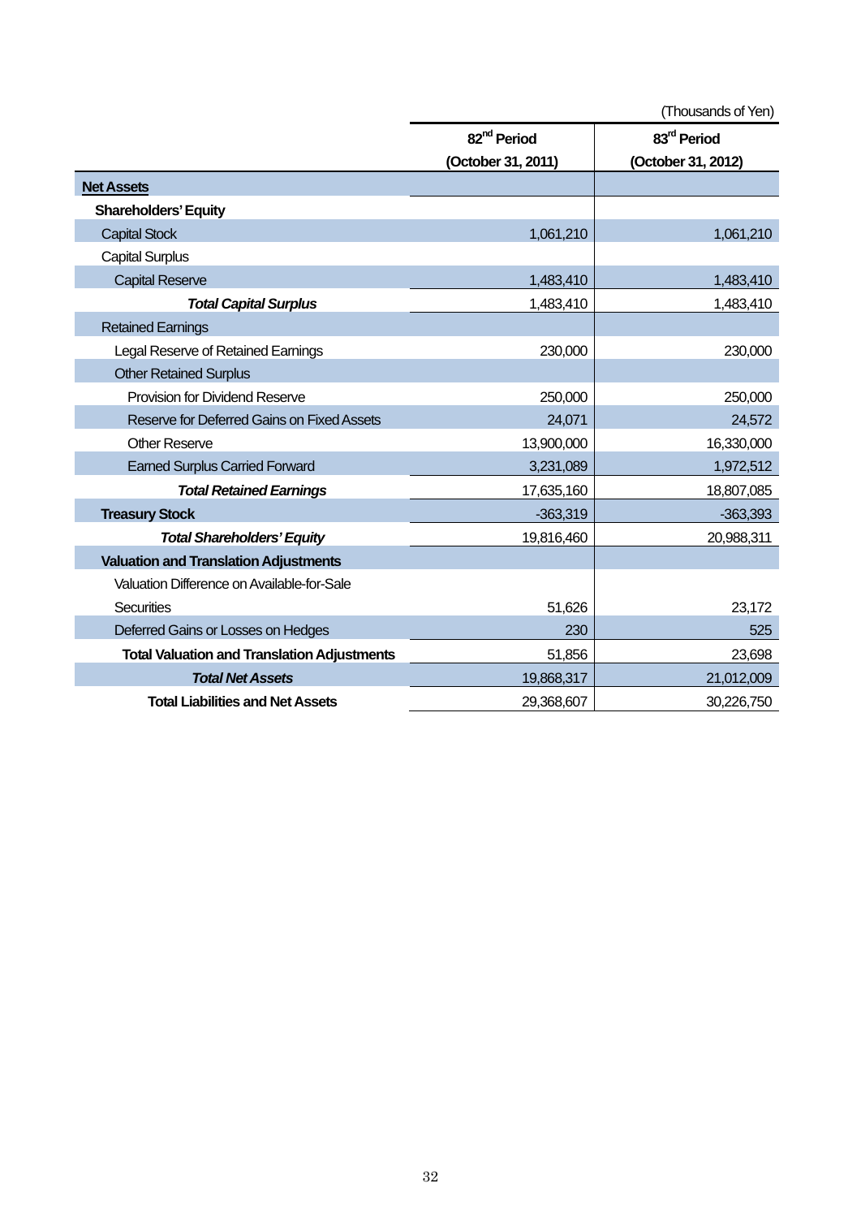(Thousands of Yen)

| | 82nd Period (October 31, 2011) | 83rd Period (October 31, 2012) |
|---|---|---|
| **Net Assets** | | |
| **Shareholders' Equity** | | |
| Capital Stock | 1,061,210 | 1,061,210 |
| Capital Surplus | | |
| Capital Reserve | 1,483,410 | 1,483,410 |
| ***Total Capital Surplus*** | 1,483,410 | 1,483,410 |
| Retained Earnings | | |
| Legal Reserve of Retained Earnings | 230,000 | 230,000 |
| Other Retained Surplus | | |
| Provision for Dividend Reserve | 250,000 | 250,000 |
| Reserve for Deferred Gains on Fixed Assets | 24,071 | 24,572 |
| Other Reserve | 13,900,000 | 16,330,000 |
| Earned Surplus Carried Forward | 3,231,089 | 1,972,512 |
| ***Total Retained Earnings*** | 17,635,160 | 18,807,085 |
| **Treasury Stock** | -363,319 | -363,393 |
| ***Total Shareholders' Equity*** | 19,816,460 | 20,988,311 |
| **Valuation and Translation Adjustments** | | |
| Valuation Difference on Available-for-Sale Securities | 51,626 | 23,172 |
| Deferred Gains or Losses on Hedges | 230 | 525 |
| **Total Valuation and Translation Adjustments** | 51,856 | 23,698 |
| ***Total Net Assets*** | 19,868,317 | 21,012,009 |
| **Total Liabilities and Net Assets** | 29,368,607 | 30,226,750 |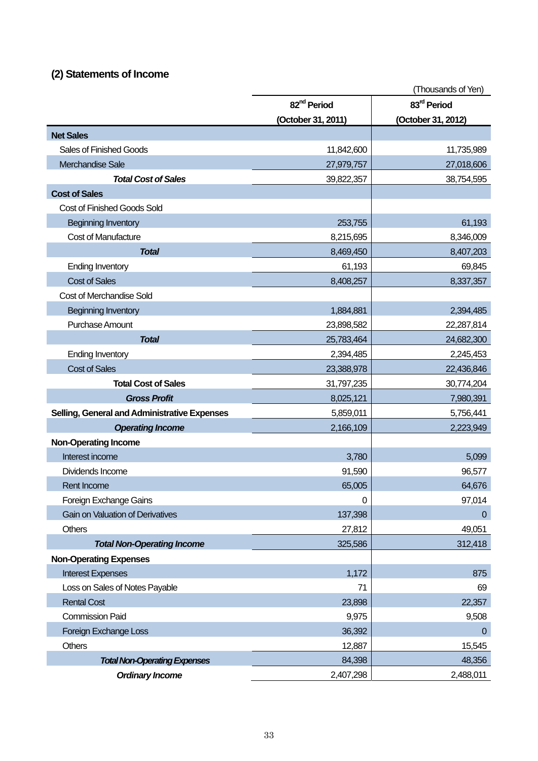## (2) Statements of Income

(Thousands of Yen)

| | 82nd Period (October 31, 2011) | 83rd Period (October 31, 2012) |
|---|---|---|
| **Net Sales** | | |
| Sales of Finished Goods | 11,842,600 | 11,735,989 |
| Merchandise Sale | 27,979,757 | 27,018,606 |
| ***Total Cost of Sales*** | 39,822,357 | 38,754,595 |
| **Cost of Sales** | | |
| Cost of Finished Goods Sold | | |
| Beginning Inventory | 253,755 | 61,193 |
| Cost of Manufacture | 8,215,695 | 8,346,009 |
| ***Total*** | 8,469,450 | 8,407,203 |
| Ending Inventory | 61,193 | 69,845 |
| Cost of Sales | 8,408,257 | 8,337,357 |
| Cost of Merchandise Sold | | |
| Beginning Inventory | 1,884,881 | 2,394,485 |
| Purchase Amount | 23,898,582 | 22,287,814 |
| ***Total*** | 25,783,464 | 24,682,300 |
| Ending Inventory | 2,394,485 | 2,245,453 |
| Cost of Sales | 23,388,978 | 22,436,846 |
| **Total Cost of Sales** | 31,797,235 | 30,774,204 |
| ***Gross Profit*** | 8,025,121 | 7,980,391 |
| **Selling, General and Administrative Expenses** | 5,859,011 | 5,756,441 |
| ***Operating Income*** | 2,166,109 | 2,223,949 |
| **Non-Operating Income** | | |
| Interest income | 3,780 | 5,099 |
| Dividends Income | 91,590 | 96,577 |
| Rent Income | 65,005 | 64,676 |
| Foreign Exchange Gains | 0 | 97,014 |
| Gain on Valuation of Derivatives | 137,398 | 0 |
| Others | 27,812 | 49,051 |
| ***Total Non-Operating Income*** | 325,586 | 312,418 |
| **Non-Operating Expenses** | | |
| Interest Expenses | 1,172 | 875 |
| Loss on Sales of Notes Payable | 71 | 69 |
| Rental Cost | 23,898 | 22,357 |
| Commission Paid | 9,975 | 9,508 |
| Foreign Exchange Loss | 36,392 | 0 |
| Others | 12,887 | 15,545 |
| ***Total Non-Operating Expenses*** | 84,398 | 48,356 |
| ***Ordinary Income*** | 2,407,298 | 2,488,011 |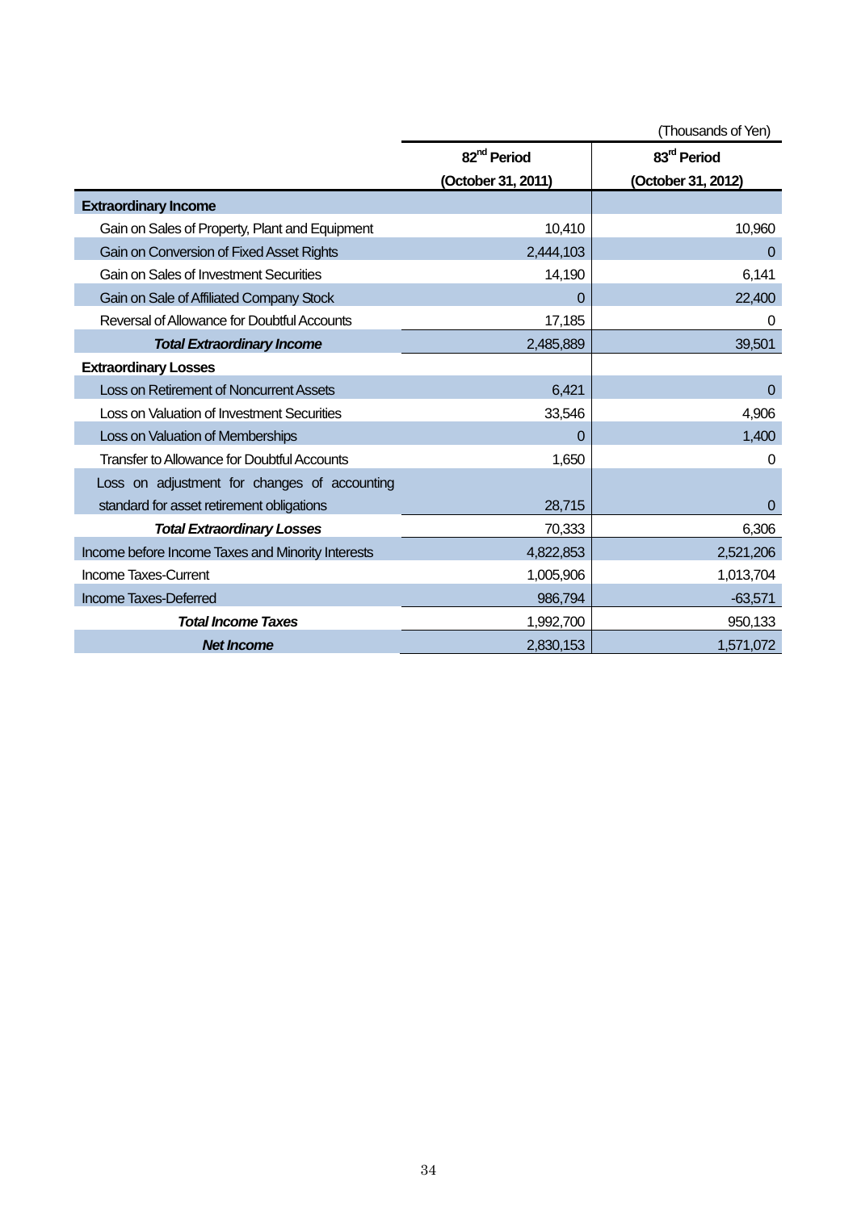(Thousands of Yen)

| | 82nd Period (October 31, 2011) | 83rd Period (October 31, 2012) |
|---|---|---|
| **Extraordinary Income** | | |
| Gain on Sales of Property, Plant and Equipment | 10,410 | 10,960 |
| Gain on Conversion of Fixed Asset Rights | 2,444,103 | 0 |
| Gain on Sales of Investment Securities | 14,190 | 6,141 |
| Gain on Sale of Affiliated Company Stock | 0 | 22,400 |
| Reversal of Allowance for Doubtful Accounts | 17,185 | 0 |
| ***Total Extraordinary Income*** | 2,485,889 | 39,501 |
| **Extraordinary Losses** | | |
| Loss on Retirement of Noncurrent Assets | 6,421 | 0 |
| Loss on Valuation of Investment Securities | 33,546 | 4,906 |
| Loss on Valuation of Memberships | 0 | 1,400 |
| Transfer to Allowance for Doubtful Accounts | 1,650 | 0 |
| Loss on adjustment for changes of accounting standard for asset retirement obligations | 28,715 | 0 |
| ***Total Extraordinary Losses*** | 70,333 | 6,306 |
| Income before Income Taxes and Minority Interests | 4,822,853 | 2,521,206 |
| Income Taxes-Current | 1,005,906 | 1,013,704 |
| Income Taxes-Deferred | 986,794 | -63,571 |
| ***Total Income Taxes*** | 1,992,700 | 950,133 |
| ***Net Income*** | 2,830,153 | 1,571,072 |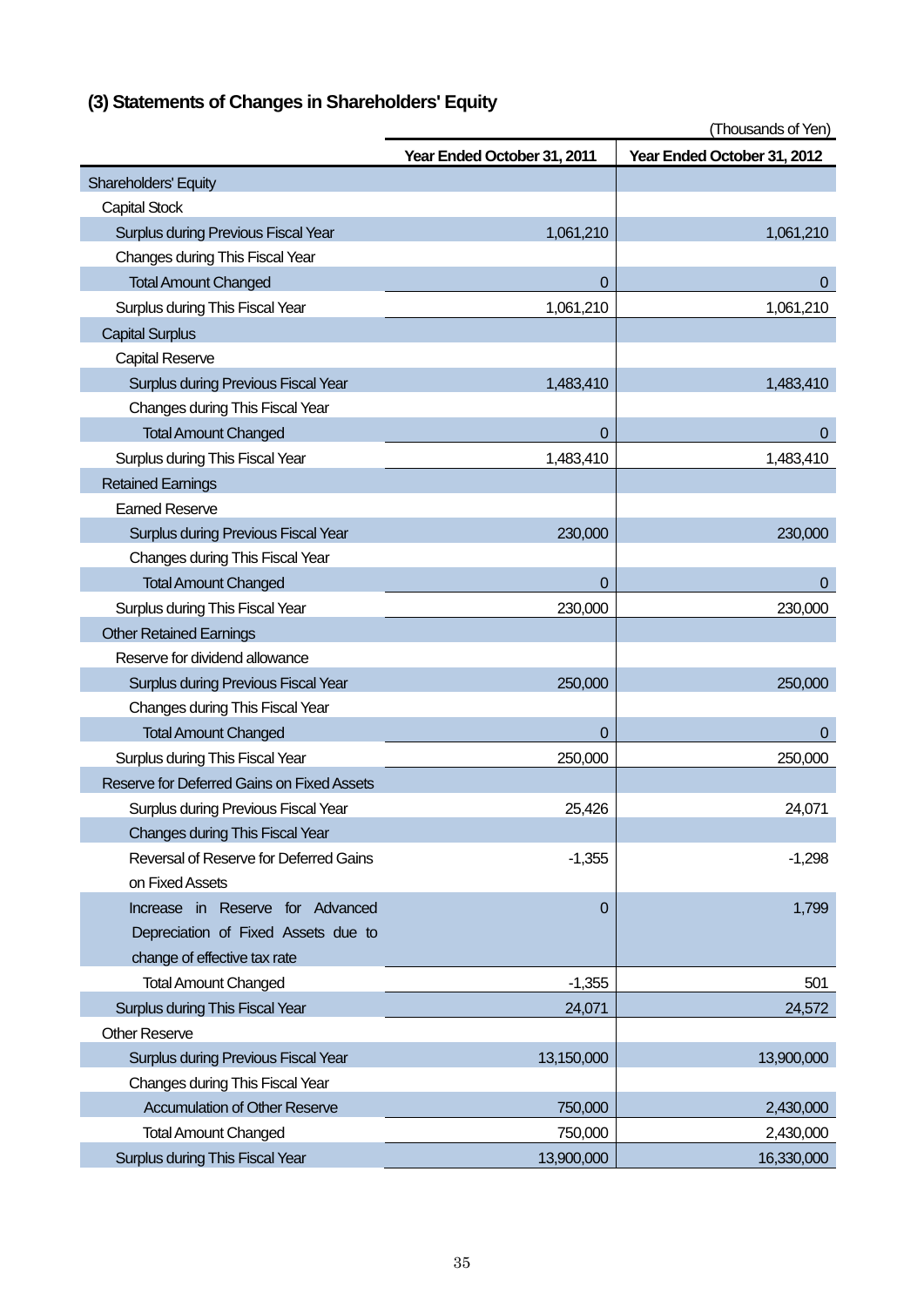### (3) Statements of Changes in Shareholders' Equity

(Thousands of Yen)

| | Year Ended October 31, 2011 | Year Ended October 31, 2012 |
|---|---|---|
| Shareholders' Equity | | |
| Capital Stock | | |
| Surplus during Previous Fiscal Year | 1,061,210 | 1,061,210 |
| Changes during This Fiscal Year | | |
| Total Amount Changed | 0 | 0 |
| Surplus during This Fiscal Year | 1,061,210 | 1,061,210 |
| Capital Surplus | | |
| Capital Reserve | | |
| Surplus during Previous Fiscal Year | 1,483,410 | 1,483,410 |
| Changes during This Fiscal Year | | |
| Total Amount Changed | 0 | 0 |
| Surplus during This Fiscal Year | 1,483,410 | 1,483,410 |
| Retained Earnings | | |
| Earned Reserve | | |
| Surplus during Previous Fiscal Year | 230,000 | 230,000 |
| Changes during This Fiscal Year | | |
| Total Amount Changed | 0 | 0 |
| Surplus during This Fiscal Year | 230,000 | 230,000 |
| Other Retained Earnings | | |
| Reserve for dividend allowance | | |
| Surplus during Previous Fiscal Year | 250,000 | 250,000 |
| Changes during This Fiscal Year | | |
| Total Amount Changed | 0 | 0 |
| Surplus during This Fiscal Year | 250,000 | 250,000 |
| Reserve for Deferred Gains on Fixed Assets | | |
| Surplus during Previous Fiscal Year | 25,426 | 24,071 |
| Changes during This Fiscal Year | | |
| Reversal of Reserve for Deferred Gains on Fixed Assets | -1,355 | -1,298 |
| Increase in Reserve for Advanced Depreciation of Fixed Assets due to change of effective tax rate | 0 | 1,799 |
| Total Amount Changed | -1,355 | 501 |
| Surplus during This Fiscal Year | 24,071 | 24,572 |
| Other Reserve | | |
| Surplus during Previous Fiscal Year | 13,150,000 | 13,900,000 |
| Changes during This Fiscal Year | | |
| Accumulation of Other Reserve | 750,000 | 2,430,000 |
| Total Amount Changed | 750,000 | 2,430,000 |
| Surplus during This Fiscal Year | 13,900,000 | 16,330,000 |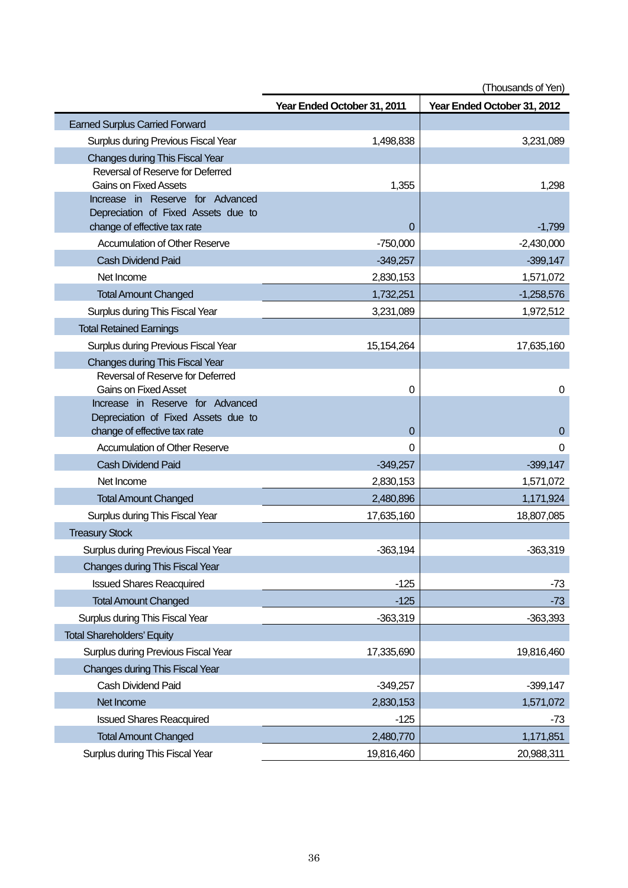(Thousands of Yen)

| | Year Ended October 31, 2011 | Year Ended October 31, 2012 |
|---|---|---|
| Earned Surplus Carried Forward | | |
| Surplus during Previous Fiscal Year | 1,498,838 | 3,231,089 |
| Changes during This Fiscal Year | | |
| Reversal of Reserve for Deferred Gains on Fixed Assets | 1,355 | 1,298 |
| Increase in Reserve for Advanced Depreciation of Fixed Assets due to change of effective tax rate | 0 | -1,799 |
| Accumulation of Other Reserve | -750,000 | -2,430,000 |
| Cash Dividend Paid | -349,257 | -399,147 |
| Net Income | 2,830,153 | 1,571,072 |
| Total Amount Changed | 1,732,251 | -1,258,576 |
| Surplus during This Fiscal Year | 3,231,089 | 1,972,512 |
| Total Retained Earnings | | |
| Surplus during Previous Fiscal Year | 15,154,264 | 17,635,160 |
| Changes during This Fiscal Year | | |
| Reversal of Reserve for Deferred Gains on Fixed Asset | 0 | 0 |
| Increase in Reserve for Advanced Depreciation of Fixed Assets due to change of effective tax rate | 0 | 0 |
| Accumulation of Other Reserve | 0 | 0 |
| Cash Dividend Paid | -349,257 | -399,147 |
| Net Income | 2,830,153 | 1,571,072 |
| Total Amount Changed | 2,480,896 | 1,171,924 |
| Surplus during This Fiscal Year | 17,635,160 | 18,807,085 |
| Treasury Stock | | |
| Surplus during Previous Fiscal Year | -363,194 | -363,319 |
| Changes during This Fiscal Year | | |
| Issued Shares Reacquired | -125 | -73 |
| Total Amount Changed | -125 | -73 |
| Surplus during This Fiscal Year | -363,319 | -363,393 |
| Total Shareholders' Equity | | |
| Surplus during Previous Fiscal Year | 17,335,690 | 19,816,460 |
| Changes during This Fiscal Year | | |
| Cash Dividend Paid | -349,257 | -399,147 |
| Net Income | 2,830,153 | 1,571,072 |
| Issued Shares Reacquired | -125 | -73 |
| Total Amount Changed | 2,480,770 | 1,171,851 |
| Surplus during This Fiscal Year | 19,816,460 | 20,988,311 |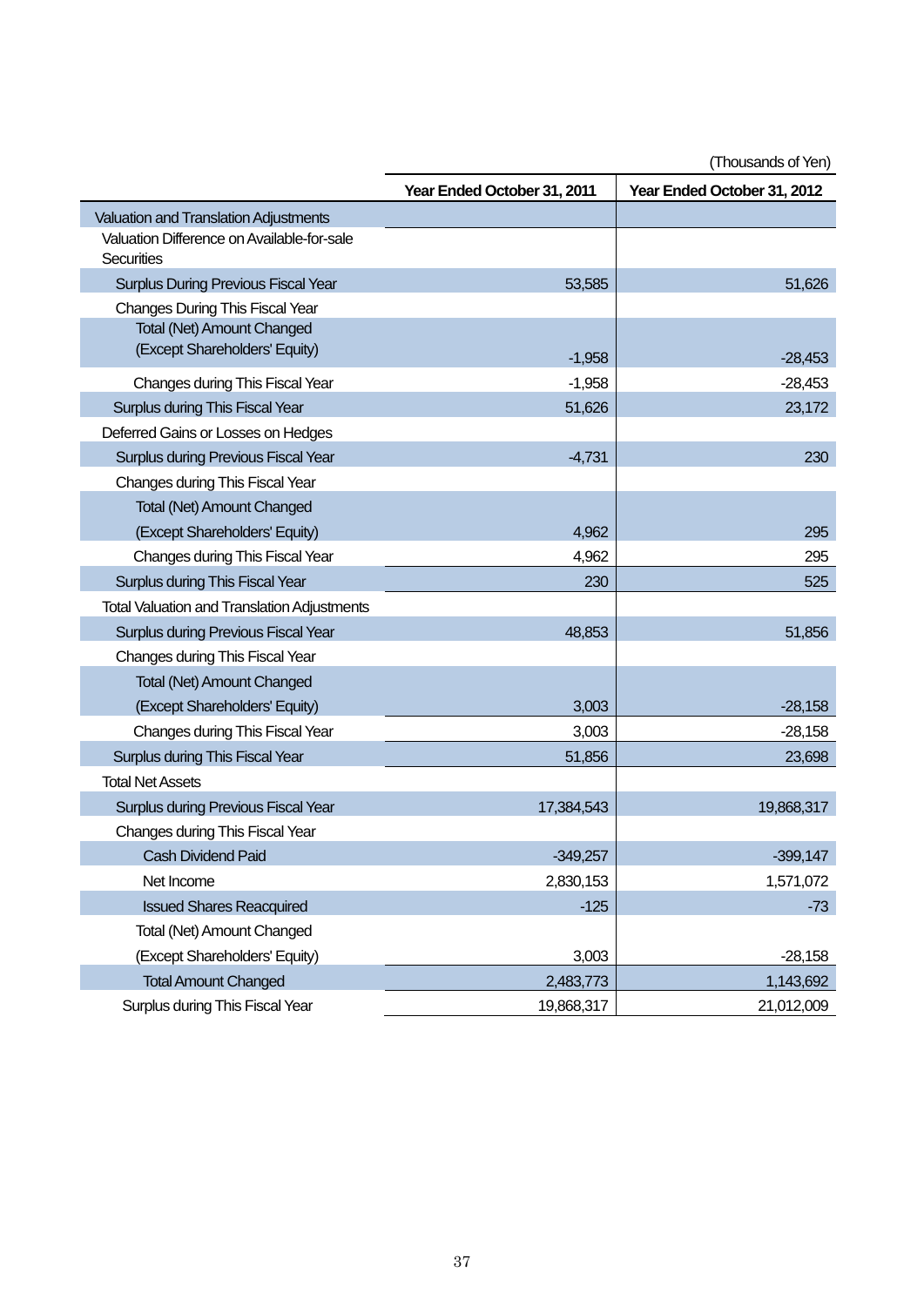(Thousands of Yen)

| | Year Ended October 31, 2011 | Year Ended October 31, 2012 |
|---|---|---|
| Valuation and Translation Adjustments | | |
| Valuation Difference on Available-for-sale Securities | | |
| Surplus During Previous Fiscal Year | 53,585 | 51,626 |
| Changes During This Fiscal Year | | |
| Total (Net) Amount Changed (Except Shareholders' Equity) | -1,958 | -28,453 |
| Changes during This Fiscal Year | -1,958 | -28,453 |
| Surplus during This Fiscal Year | 51,626 | 23,172 |
| Deferred Gains or Losses on Hedges | | |
| Surplus during Previous Fiscal Year | -4,731 | 230 |
| Changes during This Fiscal Year | | |
| Total (Net) Amount Changed (Except Shareholders' Equity) | 4,962 | 295 |
| Changes during This Fiscal Year | 4,962 | 295 |
| Surplus during This Fiscal Year | 230 | 525 |
| Total Valuation and Translation Adjustments | | |
| Surplus during Previous Fiscal Year | 48,853 | 51,856 |
| Changes during This Fiscal Year | | |
| Total (Net) Amount Changed (Except Shareholders' Equity) | 3,003 | -28,158 |
| Changes during This Fiscal Year | 3,003 | -28,158 |
| Surplus during This Fiscal Year | 51,856 | 23,698 |
| Total Net Assets | | |
| Surplus during Previous Fiscal Year | 17,384,543 | 19,868,317 |
| Changes during This Fiscal Year | | |
| Cash Dividend Paid | -349,257 | -399,147 |
| Net Income | 2,830,153 | 1,571,072 |
| Issued Shares Reacquired | -125 | -73 |
| Total (Net) Amount Changed (Except Shareholders' Equity) | 3,003 | -28,158 |
| Total Amount Changed | 2,483,773 | 1,143,692 |
| Surplus during This Fiscal Year | 19,868,317 | 21,012,009 |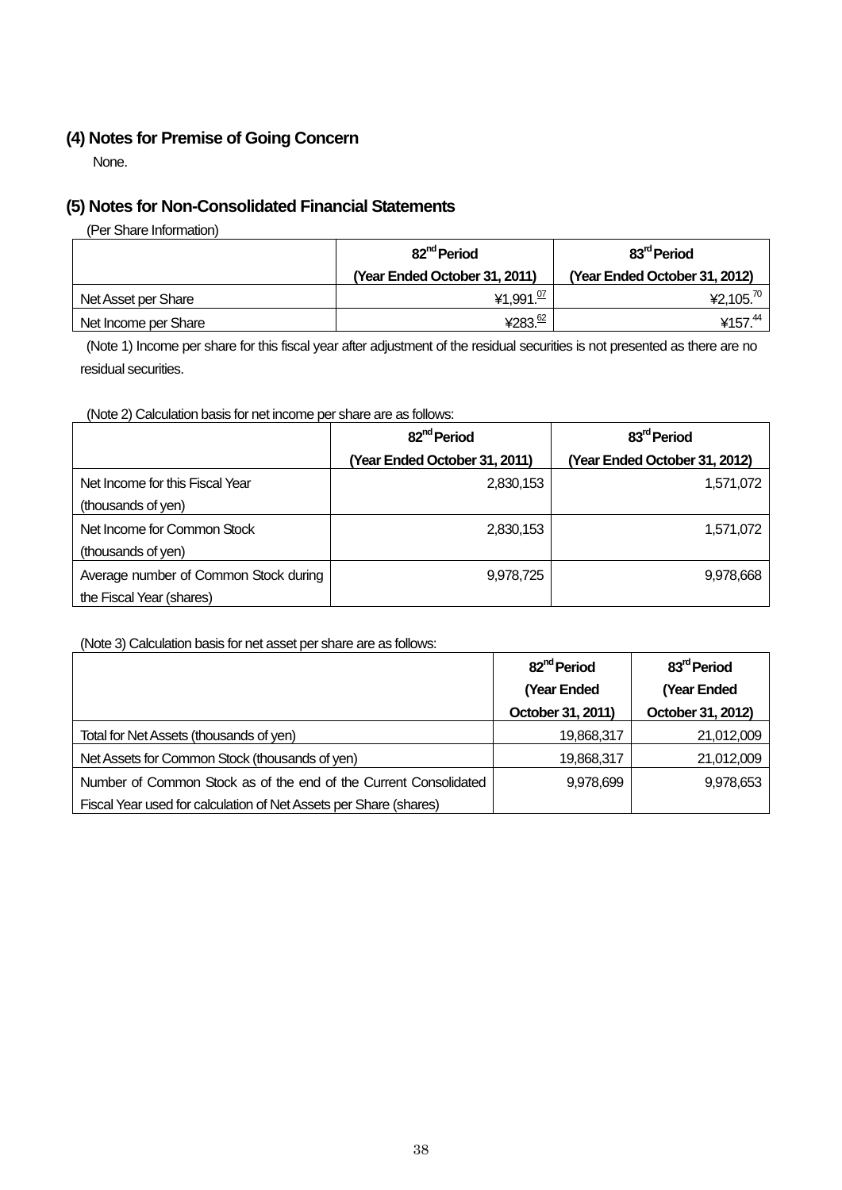### (4) Notes for Premise of Going Concern

None.

### (5) Notes for Non-Consolidated Financial Statements

(Per Share Information)

| | 82nd Period (Year Ended October 31, 2011) | 83rd Period (Year Ended October 31, 2012) |
|---|---|---|
| Net Asset per Share | ¥1,991.07 | ¥2,105.70 |
| Net Income per Share | ¥283.62 | ¥157.44 |

(Note 1) Income per share for this fiscal year after adjustment of the residual securities is not presented as there are no residual securities.

(Note 2) Calculation basis for net income per share are as follows:

| | 82nd Period (Year Ended October 31, 2011) | 83rd Period (Year Ended October 31, 2012) |
|---|---|---|
| Net Income for this Fiscal Year (thousands of yen) | 2,830,153 | 1,571,072 |
| Net Income for Common Stock (thousands of yen) | 2,830,153 | 1,571,072 |
| Average number of Common Stock during the Fiscal Year (shares) | 9,978,725 | 9,978,668 |

(Note 3) Calculation basis for net asset per share are as follows:

| | 82nd Period (Year Ended October 31, 2011) | 83rd Period (Year Ended October 31, 2012) |
|---|---|---|
| Total for Net Assets (thousands of yen) | 19,868,317 | 21,012,009 |
| Net Assets for Common Stock (thousands of yen) | 19,868,317 | 21,012,009 |
| Number of Common Stock as of the end of the Current Consolidated Fiscal Year used for calculation of Net Assets per Share (shares) | 9,978,699 | 9,978,653 |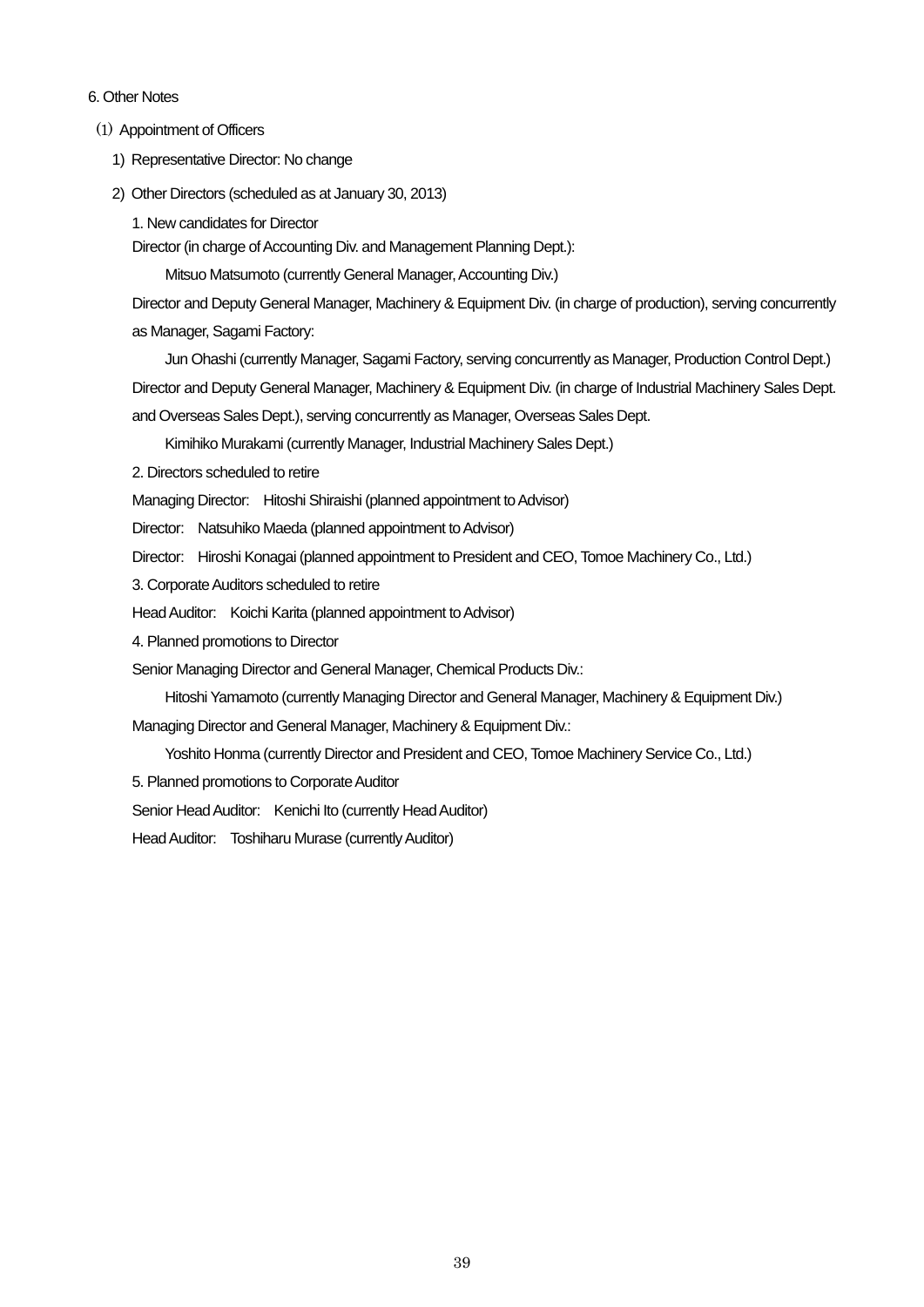## 6. Other Notes

### (1) Appointment of Officers

1) Representative Director: No change

2) Other Directors (scheduled as at January 30, 2013)

1. New candidates for Director

Director (in charge of Accounting Div. and Management Planning Dept.):

Mitsuo Matsumoto (currently General Manager, Accounting Div.)

Director and Deputy General Manager, Machinery & Equipment Div. (in charge of production), serving concurrently as Manager, Sagami Factory:

Jun Ohashi (currently Manager, Sagami Factory, serving concurrently as Manager, Production Control Dept.)

Director and Deputy General Manager, Machinery & Equipment Div. (in charge of Industrial Machinery Sales Dept. and Overseas Sales Dept.), serving concurrently as Manager, Overseas Sales Dept.

Kimihiko Murakami (currently Manager, Industrial Machinery Sales Dept.)

2. Directors scheduled to retire

Managing Director: Hitoshi Shiraishi (planned appointment to Advisor)

Director: Natsuhiko Maeda (planned appointment to Advisor)

Director: Hiroshi Konagai (planned appointment to President and CEO, Tomoe Machinery Co., Ltd.)

3. Corporate Auditors scheduled to retire

Head Auditor: Koichi Karita (planned appointment to Advisor)

4. Planned promotions to Director

Senior Managing Director and General Manager, Chemical Products Div.:

Hitoshi Yamamoto (currently Managing Director and General Manager, Machinery & Equipment Div.)

Managing Director and General Manager, Machinery & Equipment Div.:

Yoshito Honma (currently Director and President and CEO, Tomoe Machinery Service Co., Ltd.)

5. Planned promotions to Corporate Auditor

Senior Head Auditor: Kenichi Ito (currently Head Auditor)

Head Auditor: Toshiharu Murase (currently Auditor)